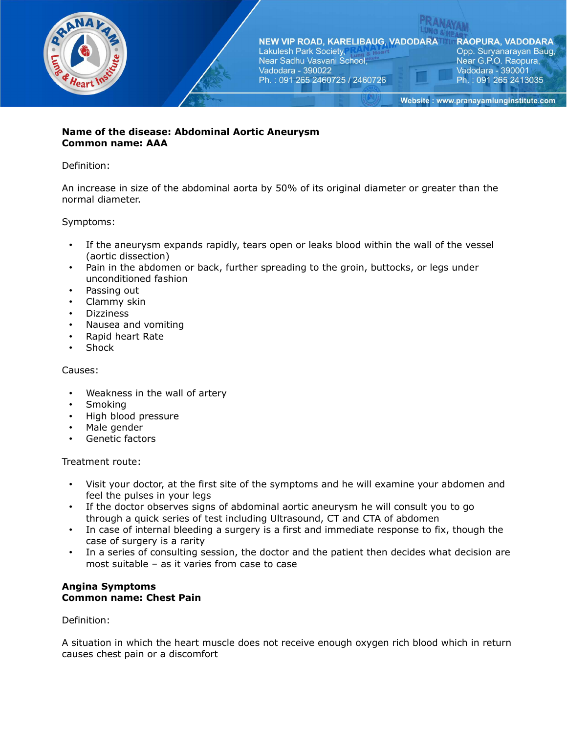**Name of the disease: Abdominal Aortic Aneurysm**
**Common name: AAA**

Definition:

An increase in size of the abdominal aorta by 50% of its original diameter or greater than the normal diameter.

Symptoms:

- If the aneurysm expands rapidly, tears open or leaks blood within the wall of the vessel (aortic dissection)
- Pain in the abdomen or back, further spreading to the groin, buttocks, or legs under unconditioned fashion
- Passing out
- Clammy skin
- Dizziness
- Nausea and vomiting
- Rapid heart Rate
- Shock

Causes:

- Weakness in the wall of artery
- Smoking
- High blood pressure
- Male gender
- Genetic factors

Treatment route:

- Visit your doctor, at the first site of the symptoms and he will examine your abdomen and feel the pulses in your legs
- If the doctor observes signs of abdominal aortic aneurysm he will consult you to go through a quick series of test including Ultrasound, CT and CTA of abdomen
- In case of internal bleeding a surgery is a first and immediate response to fix, though the case of surgery is a rarity
- In a series of consulting session, the doctor and the patient then decides what decision are most suitable – as it varies from case to case

**Angina Symptoms**
**Common name: Chest Pain**

Definition:

A situation in which the heart muscle does not receive enough oxygen rich blood which in return causes chest pain or a discomfort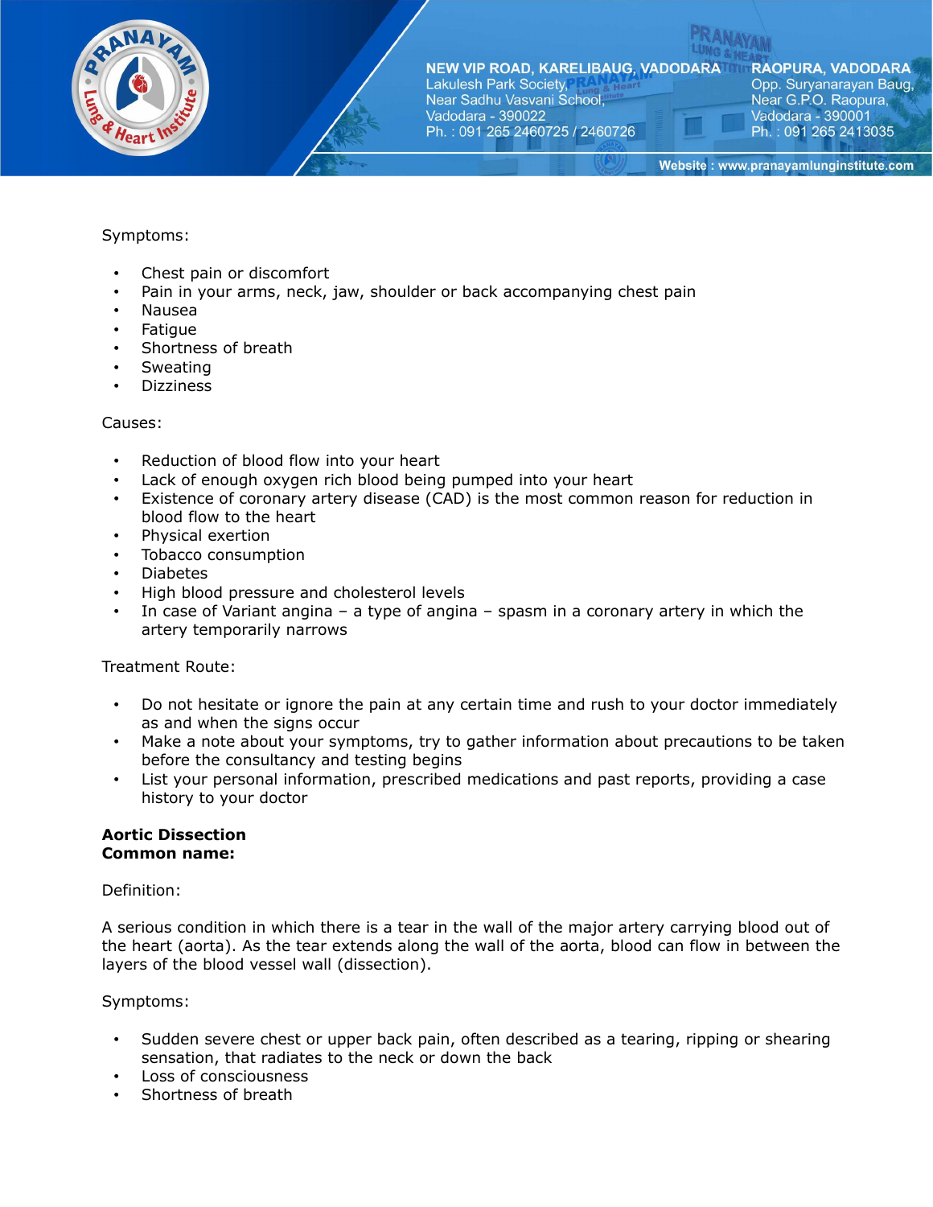Symptoms:

- Chest pain or discomfort
- Pain in your arms, neck, jaw, shoulder or back accompanying chest pain
- Nausea
- Fatigue
- Shortness of breath
- Sweating
- Dizziness

Causes:

- Reduction of blood flow into your heart
- Lack of enough oxygen rich blood being pumped into your heart
- Existence of coronary artery disease (CAD) is the most common reason for reduction in blood flow to the heart
- Physical exertion
- Tobacco consumption
- Diabetes
- High blood pressure and cholesterol levels
- In case of Variant angina – a type of angina – spasm in a coronary artery in which the artery temporarily narrows

Treatment Route:

- Do not hesitate or ignore the pain at any certain time and rush to your doctor immediately as and when the signs occur
- Make a note about your symptoms, try to gather information about precautions to be taken before the consultancy and testing begins
- List your personal information, prescribed medications and past reports, providing a case history to your doctor

**Aortic Dissection**
**Common name:**

Definition:

A serious condition in which there is a tear in the wall of the major artery carrying blood out of the heart (aorta). As the tear extends along the wall of the aorta, blood can flow in between the layers of the blood vessel wall (dissection).

Symptoms:

- Sudden severe chest or upper back pain, often described as a tearing, ripping or shearing sensation, that radiates to the neck or down the back
- Loss of consciousness
- Shortness of breath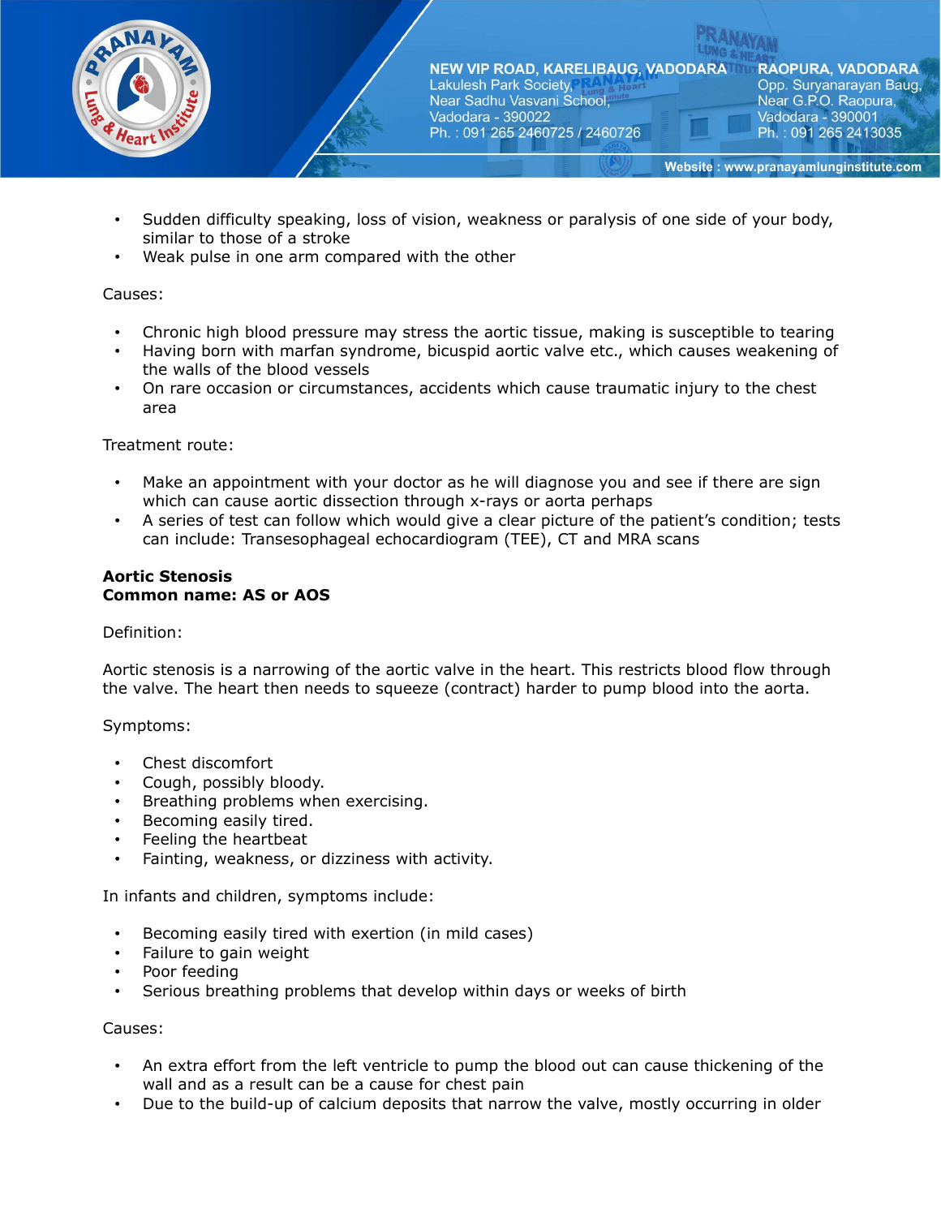- Sudden difficulty speaking, loss of vision, weakness or paralysis of one side of your body, similar to those of a stroke
- Weak pulse in one arm compared with the other

Causes:

- Chronic high blood pressure may stress the aortic tissue, making is susceptible to tearing
- Having born with marfan syndrome, bicuspid aortic valve etc., which causes weakening of the walls of the blood vessels
- On rare occasion or circumstances, accidents which cause traumatic injury to the chest area

Treatment route:

- Make an appointment with your doctor as he will diagnose you and see if there are sign which can cause aortic dissection through x-rays or aorta perhaps
- A series of test can follow which would give a clear picture of the patient's condition; tests can include: Transesophageal echocardiogram (TEE), CT and MRA scans

**Aortic Stenosis**
**Common name: AS or AOS**

Definition:

Aortic stenosis is a narrowing of the aortic valve in the heart. This restricts blood flow through the valve. The heart then needs to squeeze (contract) harder to pump blood into the aorta.

Symptoms:

- Chest discomfort
- Cough, possibly bloody.
- Breathing problems when exercising.
- Becoming easily tired.
- Feeling the heartbeat
- Fainting, weakness, or dizziness with activity.

In infants and children, symptoms include:

- Becoming easily tired with exertion (in mild cases)
- Failure to gain weight
- Poor feeding
- Serious breathing problems that develop within days or weeks of birth

Causes:

- An extra effort from the left ventricle to pump the blood out can cause thickening of the wall and as a result can be a cause for chest pain
- Due to the build-up of calcium deposits that narrow the valve, mostly occurring in older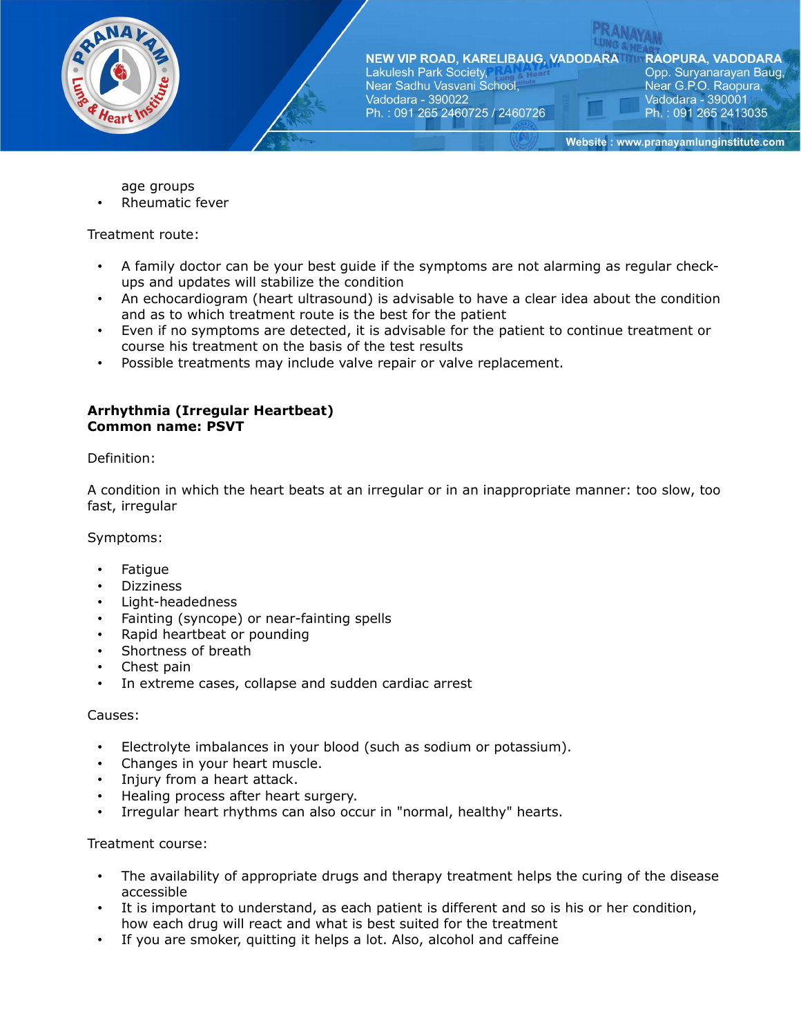age groups
- Rheumatic fever

Treatment route:

- A family doctor can be your best guide if the symptoms are not alarming as regular check-ups and updates will stabilize the condition
- An echocardiogram (heart ultrasound) is advisable to have a clear idea about the condition and as to which treatment route is the best for the patient
- Even if no symptoms are detected, it is advisable for the patient to continue treatment or course his treatment on the basis of the test results
- Possible treatments may include valve repair or valve replacement.

**Arrhythmia (Irregular Heartbeat)**
**Common name: PSVT**

Definition:

A condition in which the heart beats at an irregular or in an inappropriate manner: too slow, too fast, irregular

Symptoms:

- Fatigue
- Dizziness
- Light-headedness
- Fainting (syncope) or near-fainting spells
- Rapid heartbeat or pounding
- Shortness of breath
- Chest pain
- In extreme cases, collapse and sudden cardiac arrest

Causes:

- Electrolyte imbalances in your blood (such as sodium or potassium).
- Changes in your heart muscle.
- Injury from a heart attack.
- Healing process after heart surgery.
- Irregular heart rhythms can also occur in "normal, healthy" hearts.

Treatment course:

- The availability of appropriate drugs and therapy treatment helps the curing of the disease accessible
- It is important to understand, as each patient is different and so is his or her condition, how each drug will react and what is best suited for the treatment
- If you are smoker, quitting it helps a lot. Also, alcohol and caffeine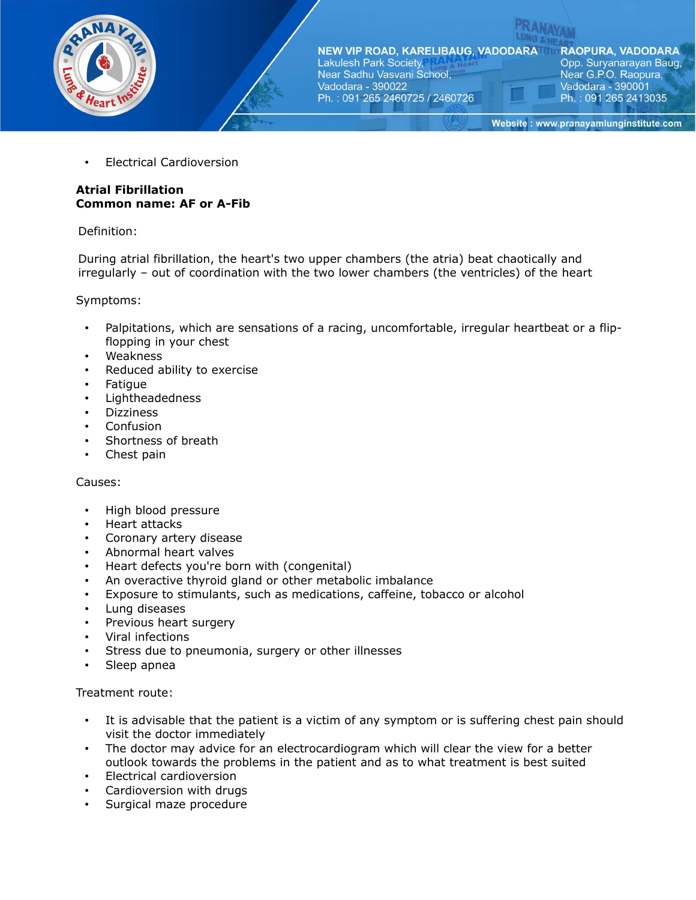- Electrical Cardioversion

**Atrial Fibrillation**
**Common name: AF or A-Fib**

Definition:

During atrial fibrillation, the heart's two upper chambers (the atria) beat chaotically and irregularly – out of coordination with the two lower chambers (the ventricles) of the heart

Symptoms:

- Palpitations, which are sensations of a racing, uncomfortable, irregular heartbeat or a flip-flopping in your chest
- Weakness
- Reduced ability to exercise
- Fatigue
- Lightheadedness
- Dizziness
- Confusion
- Shortness of breath
- Chest pain

Causes:

- High blood pressure
- Heart attacks
- Coronary artery disease
- Abnormal heart valves
- Heart defects you're born with (congenital)
- An overactive thyroid gland or other metabolic imbalance
- Exposure to stimulants, such as medications, caffeine, tobacco or alcohol
- Lung diseases
- Previous heart surgery
- Viral infections
- Stress due to pneumonia, surgery or other illnesses
- Sleep apnea

Treatment route:

- It is advisable that the patient is a victim of any symptom or is suffering chest pain should visit the doctor immediately
- The doctor may advice for an electrocardiogram which will clear the view for a better outlook towards the problems in the patient and as to what treatment is best suited
- Electrical cardioversion
- Cardioversion with drugs
- Surgical maze procedure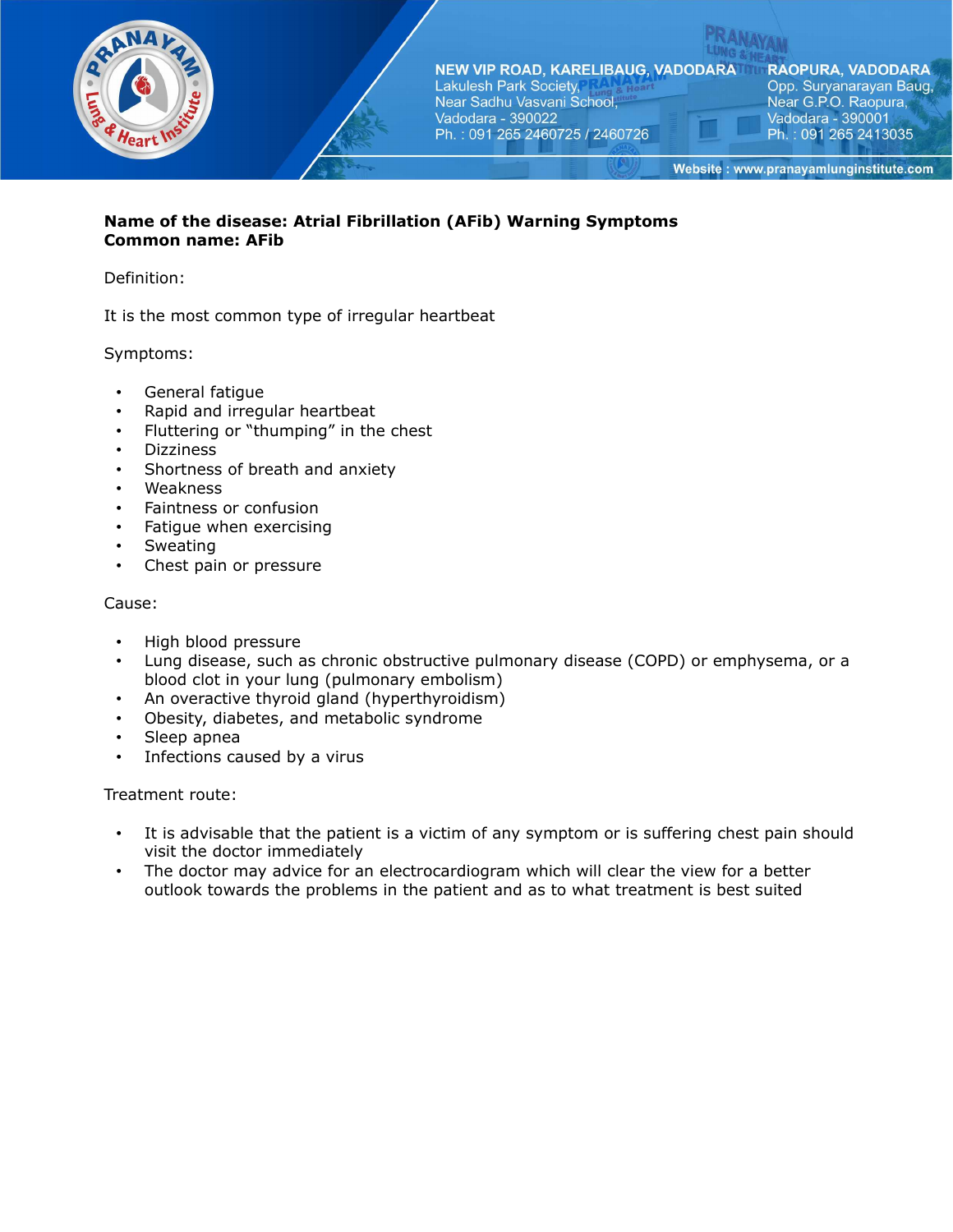**Name of the disease: Atrial Fibrillation (AFib) Warning Symptoms**
**Common name: AFib**

Definition:

It is the most common type of irregular heartbeat

Symptoms:

- General fatigue
- Rapid and irregular heartbeat
- Fluttering or "thumping" in the chest
- Dizziness
- Shortness of breath and anxiety
- Weakness
- Faintness or confusion
- Fatigue when exercising
- Sweating
- Chest pain or pressure

Cause:

- High blood pressure
- Lung disease, such as chronic obstructive pulmonary disease (COPD) or emphysema, or a blood clot in your lung (pulmonary embolism)
- An overactive thyroid gland (hyperthyroidism)
- Obesity, diabetes, and metabolic syndrome
- Sleep apnea
- Infections caused by a virus

Treatment route:

- It is advisable that the patient is a victim of any symptom or is suffering chest pain should visit the doctor immediately
- The doctor may advice for an electrocardiogram which will clear the view for a better outlook towards the problems in the patient and as to what treatment is best suited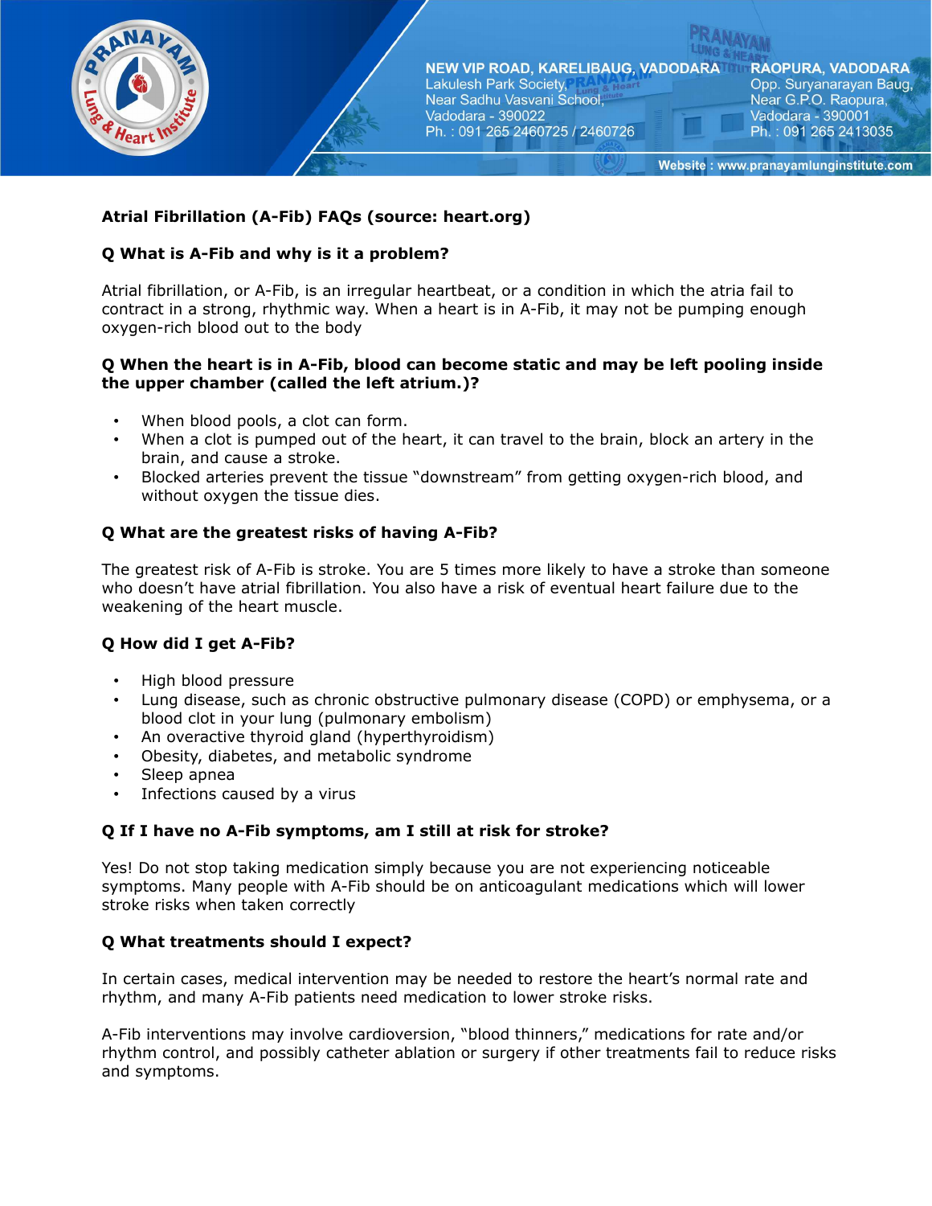## Atrial Fibrillation (A-Fib) FAQs (source: heart.org)

### Q What is A-Fib and why is it a problem?

Atrial fibrillation, or A-Fib, is an irregular heartbeat, or a condition in which the atria fail to contract in a strong, rhythmic way. When a heart is in A-Fib, it may not be pumping enough oxygen-rich blood out to the body

### Q When the heart is in A-Fib, blood can become static and may be left pooling inside the upper chamber (called the left atrium.)?

- When blood pools, a clot can form.
- When a clot is pumped out of the heart, it can travel to the brain, block an artery in the brain, and cause a stroke.
- Blocked arteries prevent the tissue "downstream" from getting oxygen-rich blood, and without oxygen the tissue dies.

### Q What are the greatest risks of having A-Fib?

The greatest risk of A-Fib is stroke. You are 5 times more likely to have a stroke than someone who doesn't have atrial fibrillation. You also have a risk of eventual heart failure due to the weakening of the heart muscle.

### Q How did I get A-Fib?

- High blood pressure
- Lung disease, such as chronic obstructive pulmonary disease (COPD) or emphysema, or a blood clot in your lung (pulmonary embolism)
- An overactive thyroid gland (hyperthyroidism)
- Obesity, diabetes, and metabolic syndrome
- Sleep apnea
- Infections caused by a virus

### Q If I have no A-Fib symptoms, am I still at risk for stroke?

Yes! Do not stop taking medication simply because you are not experiencing noticeable symptoms. Many people with A-Fib should be on anticoagulant medications which will lower stroke risks when taken correctly

### Q What treatments should I expect?

In certain cases, medical intervention may be needed to restore the heart's normal rate and rhythm, and many A-Fib patients need medication to lower stroke risks.

A-Fib interventions may involve cardioversion, "blood thinners," medications for rate and/or rhythm control, and possibly catheter ablation or surgery if other treatments fail to reduce risks and symptoms.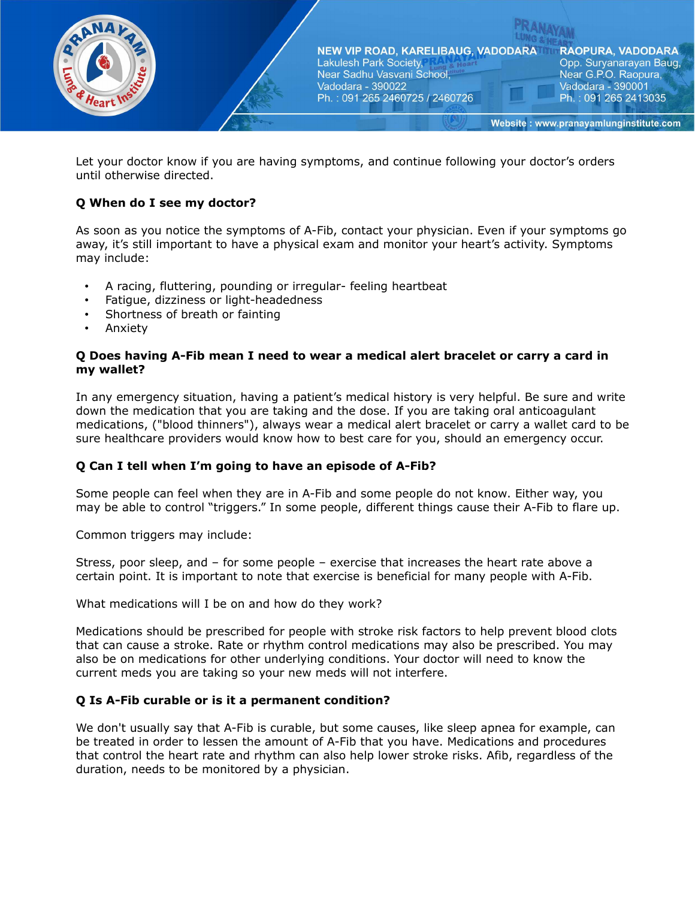Let your doctor know if you are having symptoms, and continue following your doctor's orders until otherwise directed.

**Q When do I see my doctor?**

As soon as you notice the symptoms of A-Fib, contact your physician. Even if your symptoms go away, it's still important to have a physical exam and monitor your heart's activity. Symptoms may include:

- A racing, fluttering, pounding or irregular- feeling heartbeat
- Fatigue, dizziness or light-headedness
- Shortness of breath or fainting
- Anxiety

**Q Does having A-Fib mean I need to wear a medical alert bracelet or carry a card in my wallet?**

In any emergency situation, having a patient's medical history is very helpful. Be sure and write down the medication that you are taking and the dose. If you are taking oral anticoagulant medications, ("blood thinners"), always wear a medical alert bracelet or carry a wallet card to be sure healthcare providers would know how to best care for you, should an emergency occur.

**Q Can I tell when I'm going to have an episode of A-Fib?**

Some people can feel when they are in A-Fib and some people do not know. Either way, you may be able to control "triggers." In some people, different things cause their A-Fib to flare up.

Common triggers may include:

Stress, poor sleep, and – for some people – exercise that increases the heart rate above a certain point. It is important to note that exercise is beneficial for many people with A-Fib.

What medications will I be on and how do they work?

Medications should be prescribed for people with stroke risk factors to help prevent blood clots that can cause a stroke. Rate or rhythm control medications may also be prescribed. You may also be on medications for other underlying conditions. Your doctor will need to know the current meds you are taking so your new meds will not interfere.

**Q Is A-Fib curable or is it a permanent condition?**

We don't usually say that A-Fib is curable, but some causes, like sleep apnea for example, can be treated in order to lessen the amount of A-Fib that you have. Medications and procedures that control the heart rate and rhythm can also help lower stroke risks. Afib, regardless of the duration, needs to be monitored by a physician.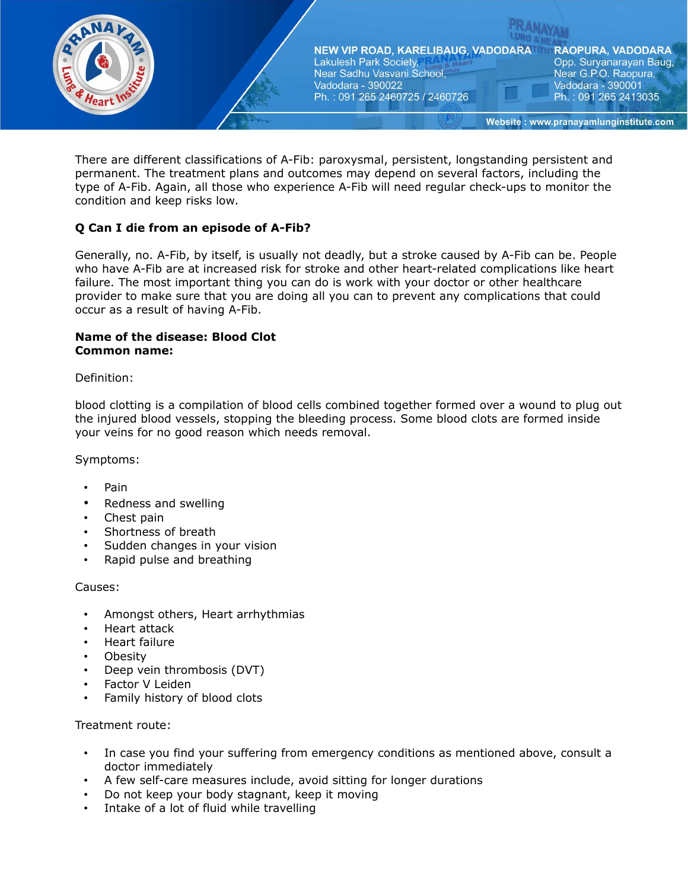There are different classifications of A-Fib: paroxysmal, persistent, longstanding persistent and permanent. The treatment plans and outcomes may depend on several factors, including the type of A-Fib. Again, all those who experience A-Fib will need regular check-ups to monitor the condition and keep risks low.

**Q Can I die from an episode of A-Fib?**

Generally, no. A-Fib, by itself, is usually not deadly, but a stroke caused by A-Fib can be. People who have A-Fib are at increased risk for stroke and other heart-related complications like heart failure. The most important thing you can do is work with your doctor or other healthcare provider to make sure that you are doing all you can to prevent any complications that could occur as a result of having A-Fib.

**Name of the disease: Blood Clot**
**Common name:**

Definition:

blood clotting is a compilation of blood cells combined together formed over a wound to plug out the injured blood vessels, stopping the bleeding process. Some blood clots are formed inside your veins for no good reason which needs removal.

Symptoms:

- Pain
- Redness and swelling
- Chest pain
- Shortness of breath
- Sudden changes in your vision
- Rapid pulse and breathing

Causes:

- Amongst others, Heart arrhythmias
- Heart attack
- Heart failure
- Obesity
- Deep vein thrombosis (DVT)
- Factor V Leiden
- Family history of blood clots

Treatment route:

- In case you find your suffering from emergency conditions as mentioned above, consult a doctor immediately
- A few self-care measures include, avoid sitting for longer durations
- Do not keep your body stagnant, keep it moving
- Intake of a lot of fluid while travelling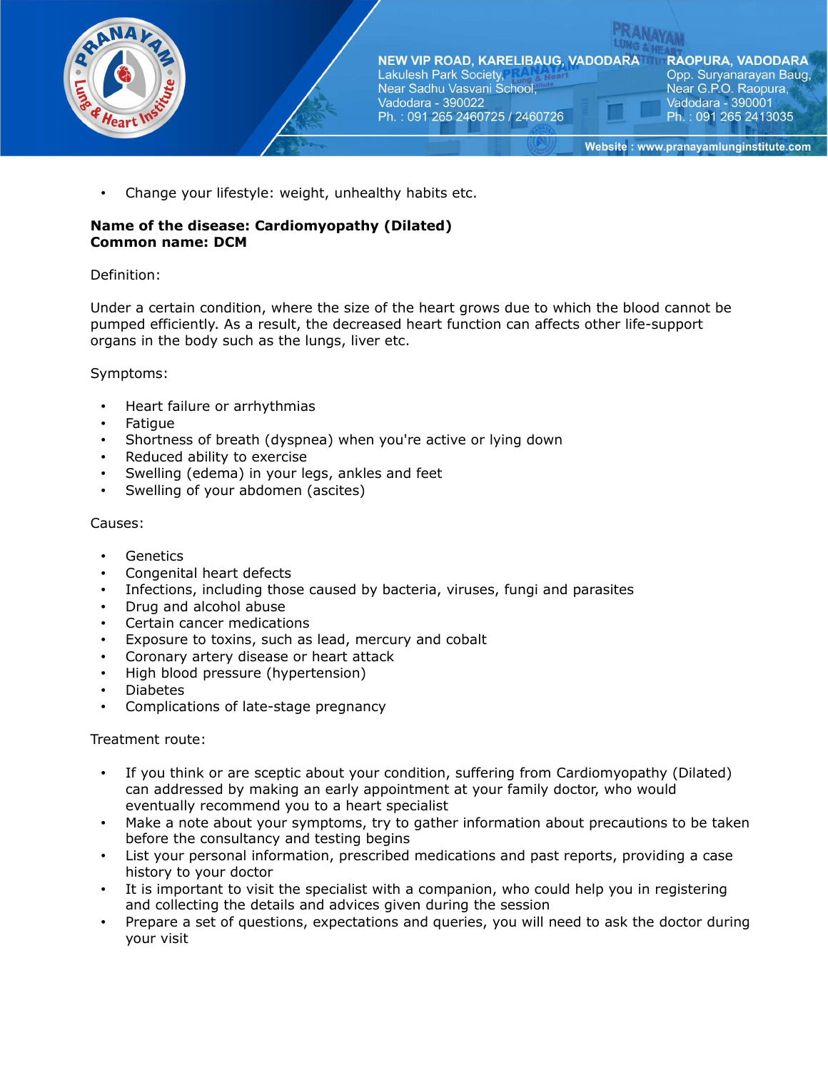- Change your lifestyle: weight, unhealthy habits etc.

**Name of the disease: Cardiomyopathy (Dilated)**
**Common name: DCM**

Definition:

Under a certain condition, where the size of the heart grows due to which the blood cannot be pumped efficiently. As a result, the decreased heart function can affects other life-support organs in the body such as the lungs, liver etc.

Symptoms:

- Heart failure or arrhythmias
- Fatigue
- Shortness of breath (dyspnea) when you're active or lying down
- Reduced ability to exercise
- Swelling (edema) in your legs, ankles and feet
- Swelling of your abdomen (ascites)

Causes:

- Genetics
- Congenital heart defects
- Infections, including those caused by bacteria, viruses, fungi and parasites
- Drug and alcohol abuse
- Certain cancer medications
- Exposure to toxins, such as lead, mercury and cobalt
- Coronary artery disease or heart attack
- High blood pressure (hypertension)
- Diabetes
- Complications of late-stage pregnancy

Treatment route:

- If you think or are sceptic about your condition, suffering from Cardiomyopathy (Dilated) can addressed by making an early appointment at your family doctor, who would eventually recommend you to a heart specialist
- Make a note about your symptoms, try to gather information about precautions to be taken before the consultancy and testing begins
- List your personal information, prescribed medications and past reports, providing a case history to your doctor
- It is important to visit the specialist with a companion, who could help you in registering and collecting the details and advices given during the session
- Prepare a set of questions, expectations and queries, you will need to ask the doctor during your visit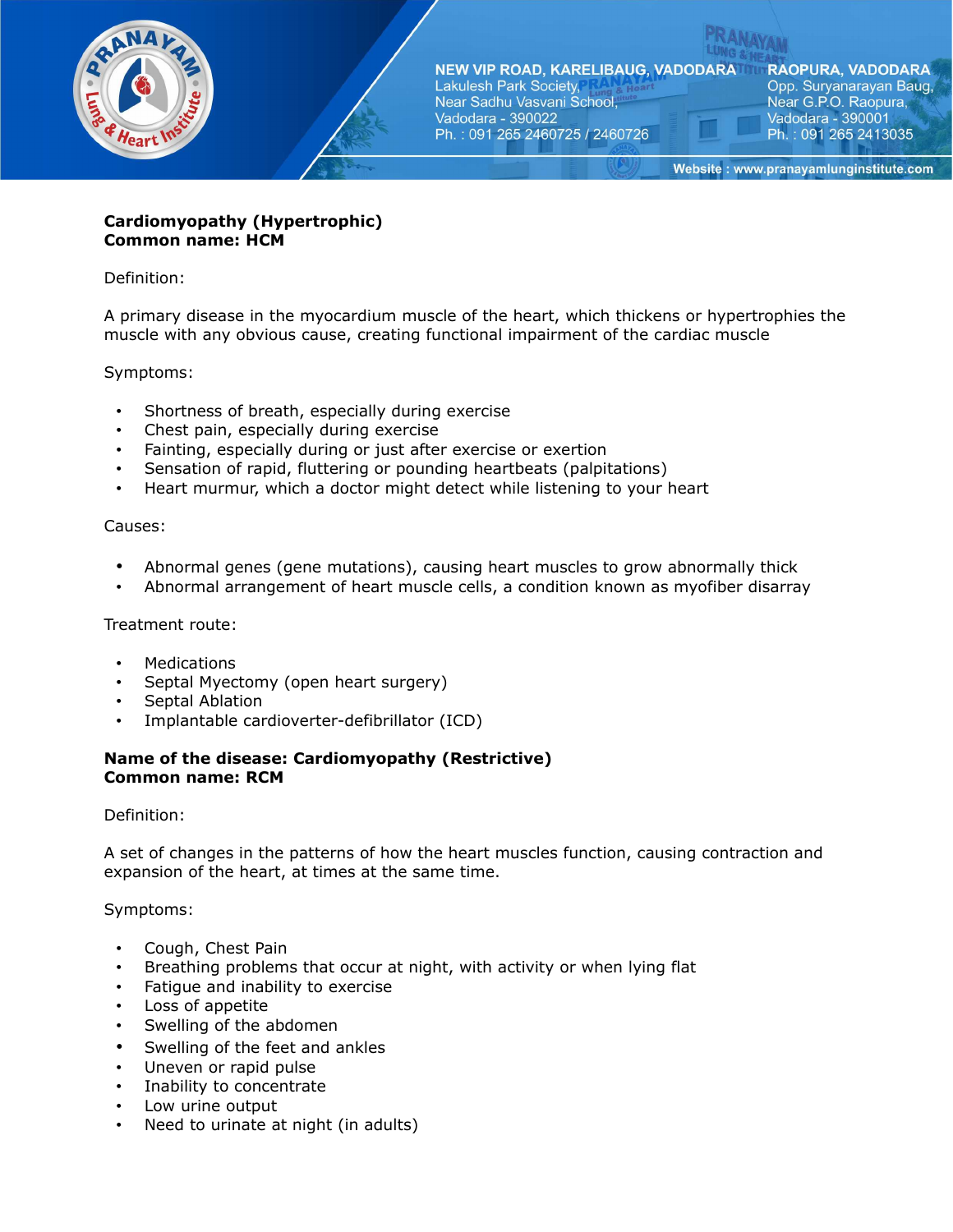**Cardiomyopathy (Hypertrophic)**
**Common name: HCM**

Definition:

A primary disease in the myocardium muscle of the heart, which thickens or hypertrophies the muscle with any obvious cause, creating functional impairment of the cardiac muscle

Symptoms:

- Shortness of breath, especially during exercise
- Chest pain, especially during exercise
- Fainting, especially during or just after exercise or exertion
- Sensation of rapid, fluttering or pounding heartbeats (palpitations)
- Heart murmur, which a doctor might detect while listening to your heart

Causes:

- Abnormal genes (gene mutations), causing heart muscles to grow abnormally thick
- Abnormal arrangement of heart muscle cells, a condition known as myofiber disarray

Treatment route:

- Medications
- Septal Myectomy (open heart surgery)
- Septal Ablation
- Implantable cardioverter-defibrillator (ICD)

**Name of the disease: Cardiomyopathy (Restrictive)**
**Common name: RCM**

Definition:

A set of changes in the patterns of how the heart muscles function, causing contraction and expansion of the heart, at times at the same time.

Symptoms:

- Cough, Chest Pain
- Breathing problems that occur at night, with activity or when lying flat
- Fatigue and inability to exercise
- Loss of appetite
- Swelling of the abdomen
- Swelling of the feet and ankles
- Uneven or rapid pulse
- Inability to concentrate
- Low urine output
- Need to urinate at night (in adults)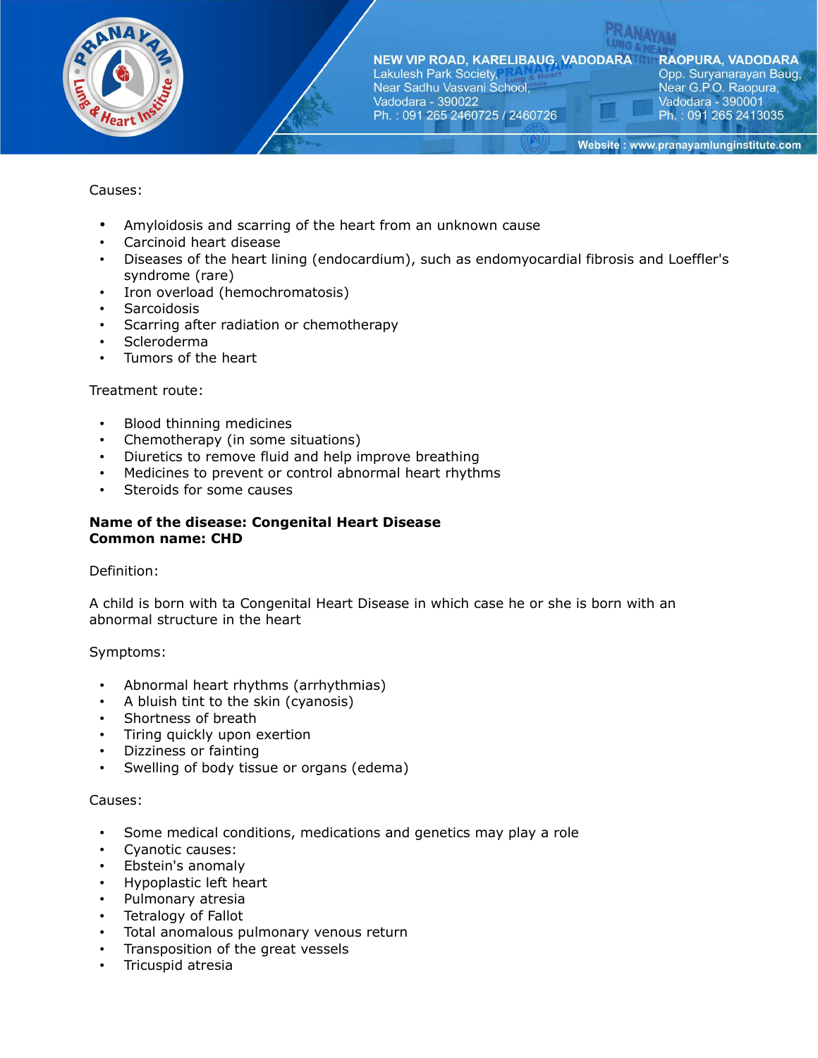Causes:

- Amyloidosis and scarring of the heart from an unknown cause
- Carcinoid heart disease
- Diseases of the heart lining (endocardium), such as endomyocardial fibrosis and Loeffler's syndrome (rare)
- Iron overload (hemochromatosis)
- Sarcoidosis
- Scarring after radiation or chemotherapy
- Scleroderma
- Tumors of the heart

Treatment route:

- Blood thinning medicines
- Chemotherapy (in some situations)
- Diuretics to remove fluid and help improve breathing
- Medicines to prevent or control abnormal heart rhythms
- Steroids for some causes

**Name of the disease: Congenital Heart Disease**
**Common name: CHD**

Definition:

A child is born with ta Congenital Heart Disease in which case he or she is born with an abnormal structure in the heart

Symptoms:

- Abnormal heart rhythms (arrhythmias)
- A bluish tint to the skin (cyanosis)
- Shortness of breath
- Tiring quickly upon exertion
- Dizziness or fainting
- Swelling of body tissue or organs (edema)

Causes:

- Some medical conditions, medications and genetics may play a role
- Cyanotic causes:
- Ebstein's anomaly
- Hypoplastic left heart
- Pulmonary atresia
- Tetralogy of Fallot
- Total anomalous pulmonary venous return
- Transposition of the great vessels
- Tricuspid atresia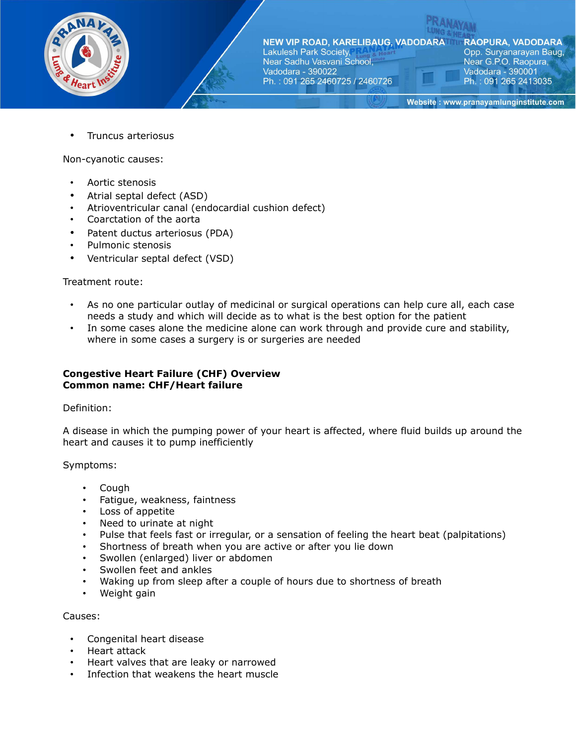- Truncus arteriosus

Non-cyanotic causes:

- Aortic stenosis
- Atrial septal defect (ASD)
- Atrioventricular canal (endocardial cushion defect)
- Coarctation of the aorta
- Patent ductus arteriosus (PDA)
- Pulmonic stenosis
- Ventricular septal defect (VSD)

Treatment route:

- As no one particular outlay of medicinal or surgical operations can help cure all, each case needs a study and which will decide as to what is the best option for the patient
- In some cases alone the medicine alone can work through and provide cure and stability, where in some cases a surgery is or surgeries are needed

**Congestive Heart Failure (CHF) Overview**
**Common name: CHF/Heart failure**

Definition:

A disease in which the pumping power of your heart is affected, where fluid builds up around the heart and causes it to pump inefficiently

Symptoms:

- Cough
- Fatigue, weakness, faintness
- Loss of appetite
- Need to urinate at night
- Pulse that feels fast or irregular, or a sensation of feeling the heart beat (palpitations)
- Shortness of breath when you are active or after you lie down
- Swollen (enlarged) liver or abdomen
- Swollen feet and ankles
- Waking up from sleep after a couple of hours due to shortness of breath
- Weight gain

Causes:

- Congenital heart disease
- Heart attack
- Heart valves that are leaky or narrowed
- Infection that weakens the heart muscle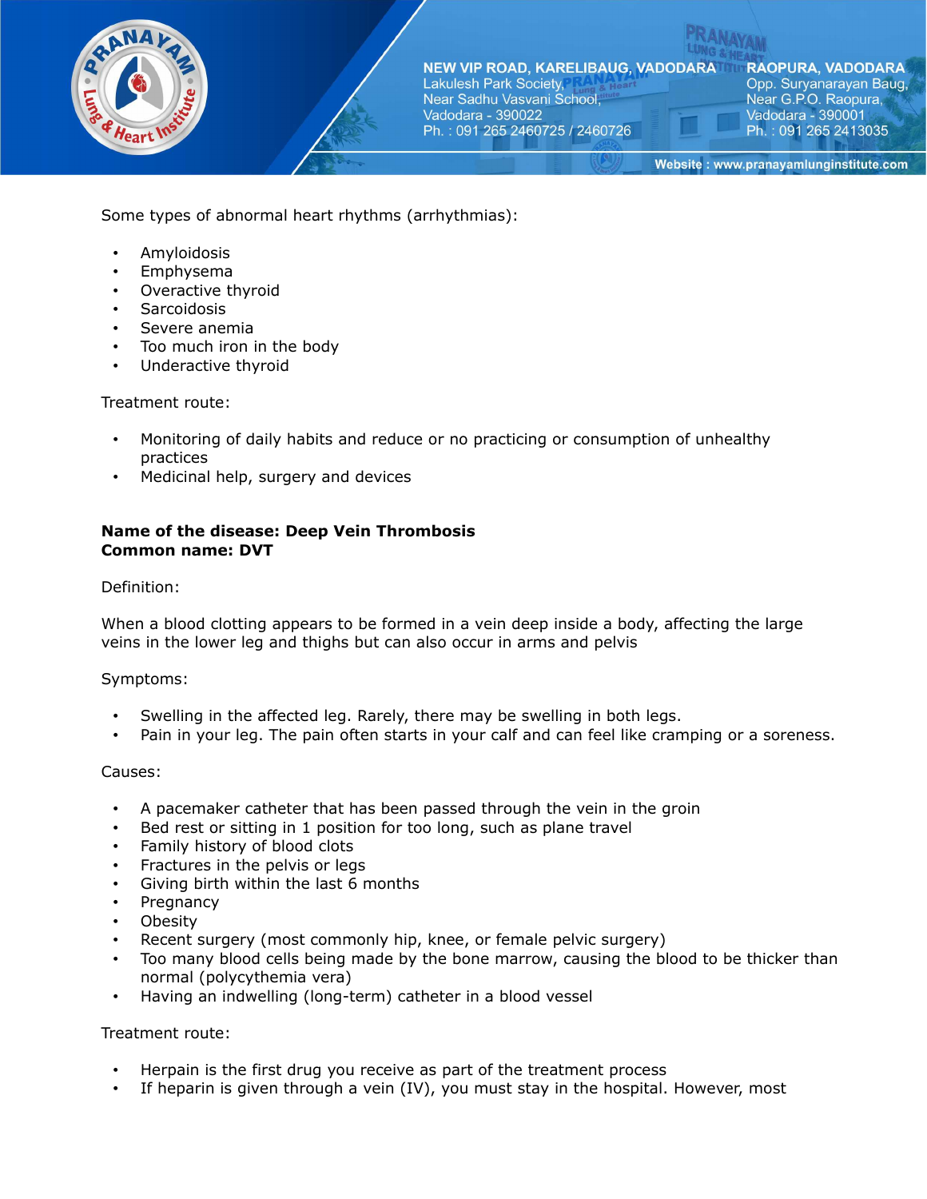Some types of abnormal heart rhythms (arrhythmias):

- Amyloidosis
- Emphysema
- Overactive thyroid
- Sarcoidosis
- Severe anemia
- Too much iron in the body
- Underactive thyroid

Treatment route:

- Monitoring of daily habits and reduce or no practicing or consumption of unhealthy practices
- Medicinal help, surgery and devices

**Name of the disease: Deep Vein Thrombosis**
**Common name: DVT**

Definition:

When a blood clotting appears to be formed in a vein deep inside a body, affecting the large veins in the lower leg and thighs but can also occur in arms and pelvis

Symptoms:

- Swelling in the affected leg. Rarely, there may be swelling in both legs.
- Pain in your leg. The pain often starts in your calf and can feel like cramping or a soreness.

Causes:

- A pacemaker catheter that has been passed through the vein in the groin
- Bed rest or sitting in 1 position for too long, such as plane travel
- Family history of blood clots
- Fractures in the pelvis or legs
- Giving birth within the last 6 months
- Pregnancy
- Obesity
- Recent surgery (most commonly hip, knee, or female pelvic surgery)
- Too many blood cells being made by the bone marrow, causing the blood to be thicker than normal (polycythemia vera)
- Having an indwelling (long-term) catheter in a blood vessel

Treatment route:

- Herpain is the first drug you receive as part of the treatment process
- If heparin is given through a vein (IV), you must stay in the hospital. However, most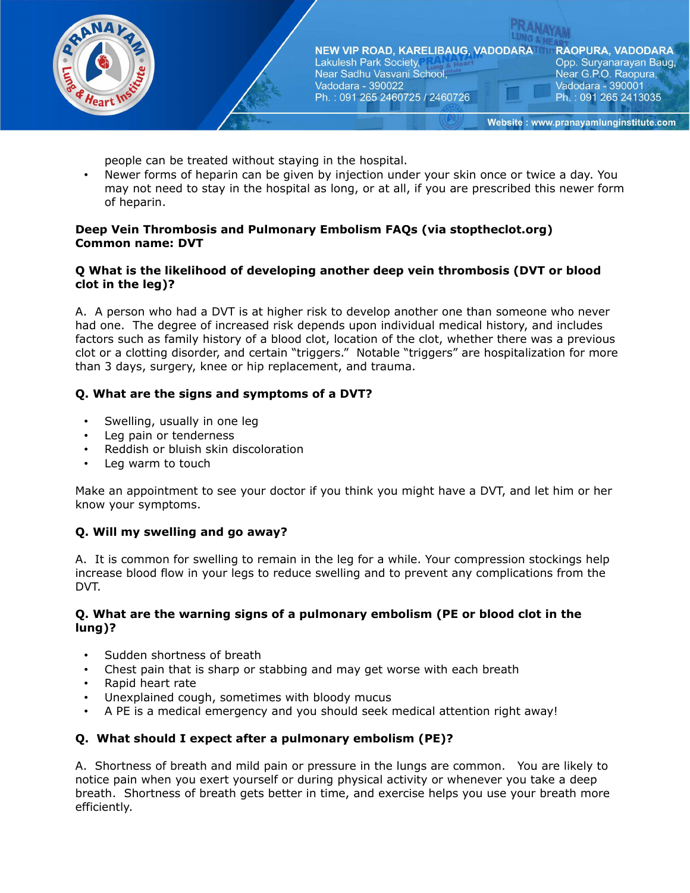people can be treated without staying in the hospital.

- Newer forms of heparin can be given by injection under your skin once or twice a day. You may not need to stay in the hospital as long, or at all, if you are prescribed this newer form of heparin.

**Deep Vein Thrombosis and Pulmonary Embolism FAQs (via stoptheclot.org)**
**Common name: DVT**

**Q What is the likelihood of developing another deep vein thrombosis (DVT or blood clot in the leg)?**

A. A person who had a DVT is at higher risk to develop another one than someone who never had one. The degree of increased risk depends upon individual medical history, and includes factors such as family history of a blood clot, location of the clot, whether there was a previous clot or a clotting disorder, and certain "triggers." Notable "triggers" are hospitalization for more than 3 days, surgery, knee or hip replacement, and trauma.

**Q. What are the signs and symptoms of a DVT?**

- Swelling, usually in one leg
- Leg pain or tenderness
- Reddish or bluish skin discoloration
- Leg warm to touch

Make an appointment to see your doctor if you think you might have a DVT, and let him or her know your symptoms.

**Q. Will my swelling and go away?**

A. It is common for swelling to remain in the leg for a while. Your compression stockings help increase blood flow in your legs to reduce swelling and to prevent any complications from the DVT.

**Q. What are the warning signs of a pulmonary embolism (PE or blood clot in the lung)?**

- Sudden shortness of breath
- Chest pain that is sharp or stabbing and may get worse with each breath
- Rapid heart rate
- Unexplained cough, sometimes with bloody mucus
- A PE is a medical emergency and you should seek medical attention right away!

**Q. What should I expect after a pulmonary embolism (PE)?**

A. Shortness of breath and mild pain or pressure in the lungs are common. You are likely to notice pain when you exert yourself or during physical activity or whenever you take a deep breath. Shortness of breath gets better in time, and exercise helps you use your breath more efficiently.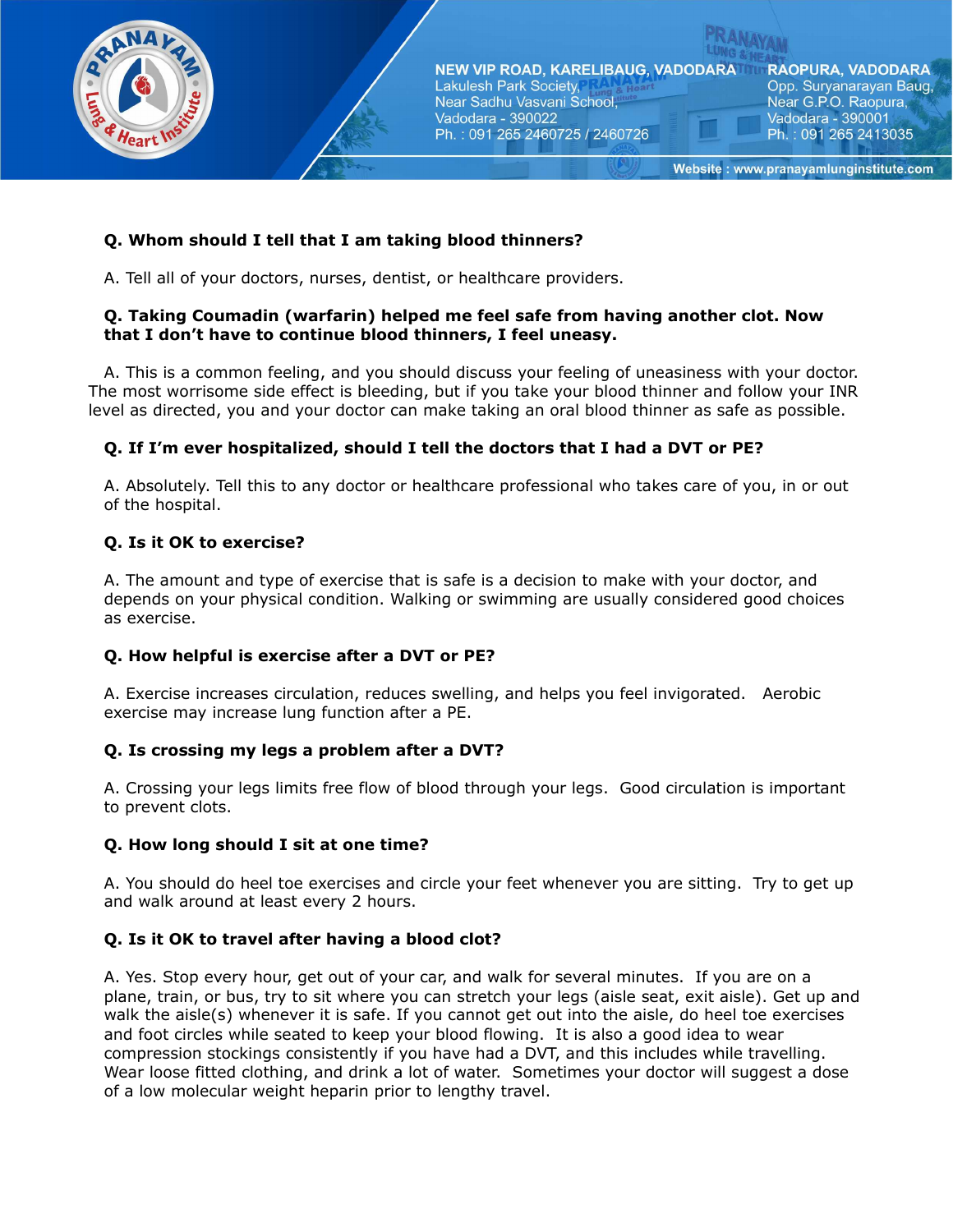**Q. Whom should I tell that I am taking blood thinners?**

A. Tell all of your doctors, nurses, dentist, or healthcare providers.

**Q. Taking Coumadin (warfarin) helped me feel safe from having another clot. Now that I don't have to continue blood thinners, I feel uneasy.**

A. This is a common feeling, and you should discuss your feeling of uneasiness with your doctor. The most worrisome side effect is bleeding, but if you take your blood thinner and follow your INR level as directed, you and your doctor can make taking an oral blood thinner as safe as possible.

**Q. If I'm ever hospitalized, should I tell the doctors that I had a DVT or PE?**

A. Absolutely. Tell this to any doctor or healthcare professional who takes care of you, in or out of the hospital.

**Q. Is it OK to exercise?**

A. The amount and type of exercise that is safe is a decision to make with your doctor, and depends on your physical condition. Walking or swimming are usually considered good choices as exercise.

**Q. How helpful is exercise after a DVT or PE?**

A. Exercise increases circulation, reduces swelling, and helps you feel invigorated. Aerobic exercise may increase lung function after a PE.

**Q. Is crossing my legs a problem after a DVT?**

A. Crossing your legs limits free flow of blood through your legs. Good circulation is important to prevent clots.

**Q. How long should I sit at one time?**

A. You should do heel toe exercises and circle your feet whenever you are sitting. Try to get up and walk around at least every 2 hours.

**Q. Is it OK to travel after having a blood clot?**

A. Yes. Stop every hour, get out of your car, and walk for several minutes. If you are on a plane, train, or bus, try to sit where you can stretch your legs (aisle seat, exit aisle). Get up and walk the aisle(s) whenever it is safe. If you cannot get out into the aisle, do heel toe exercises and foot circles while seated to keep your blood flowing. It is also a good idea to wear compression stockings consistently if you have had a DVT, and this includes while travelling. Wear loose fitted clothing, and drink a lot of water. Sometimes your doctor will suggest a dose of a low molecular weight heparin prior to lengthy travel.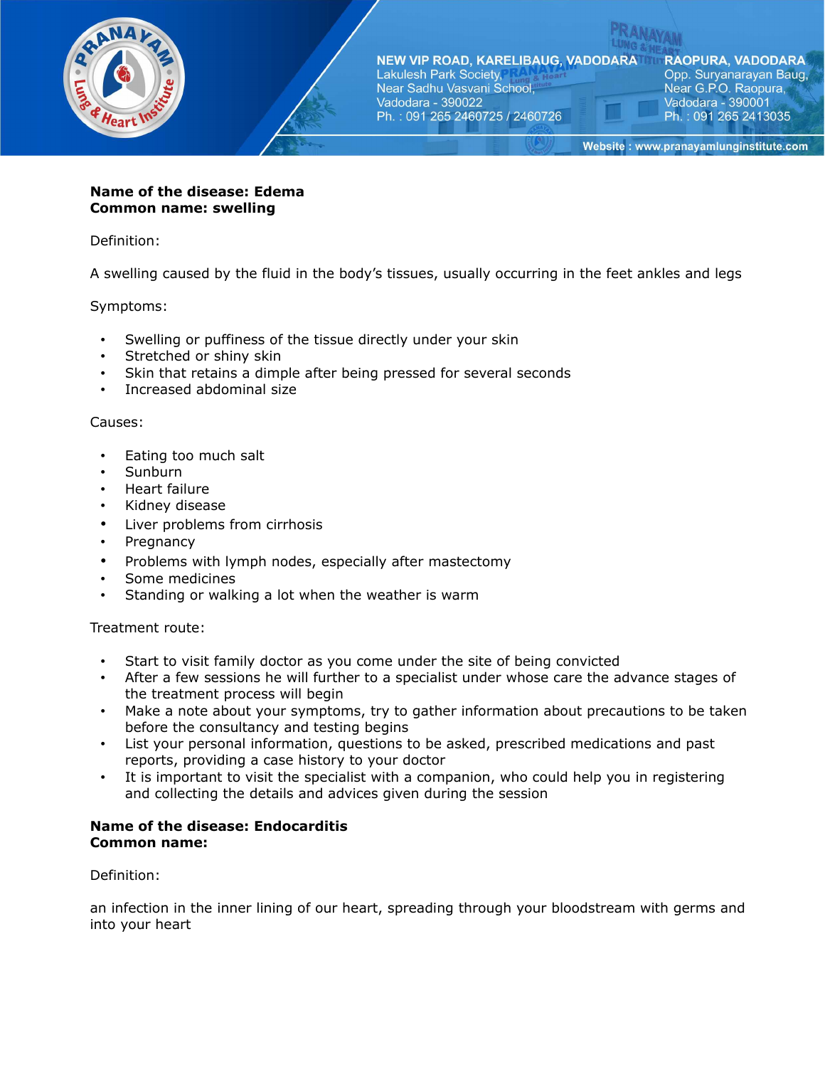**Name of the disease: Edema**
**Common name: swelling**

Definition:

A swelling caused by the fluid in the body's tissues, usually occurring in the feet ankles and legs

Symptoms:

- Swelling or puffiness of the tissue directly under your skin
- Stretched or shiny skin
- Skin that retains a dimple after being pressed for several seconds
- Increased abdominal size

Causes:

- Eating too much salt
- Sunburn
- Heart failure
- Kidney disease
- Liver problems from cirrhosis
- Pregnancy
- Problems with lymph nodes, especially after mastectomy
- Some medicines
- Standing or walking a lot when the weather is warm

Treatment route:

- Start to visit family doctor as you come under the site of being convicted
- After a few sessions he will further to a specialist under whose care the advance stages of the treatment process will begin
- Make a note about your symptoms, try to gather information about precautions to be taken before the consultancy and testing begins
- List your personal information, questions to be asked, prescribed medications and past reports, providing a case history to your doctor
- It is important to visit the specialist with a companion, who could help you in registering and collecting the details and advices given during the session

**Name of the disease: Endocarditis**
**Common name:**

Definition:

an infection in the inner lining of our heart, spreading through your bloodstream with germs and into your heart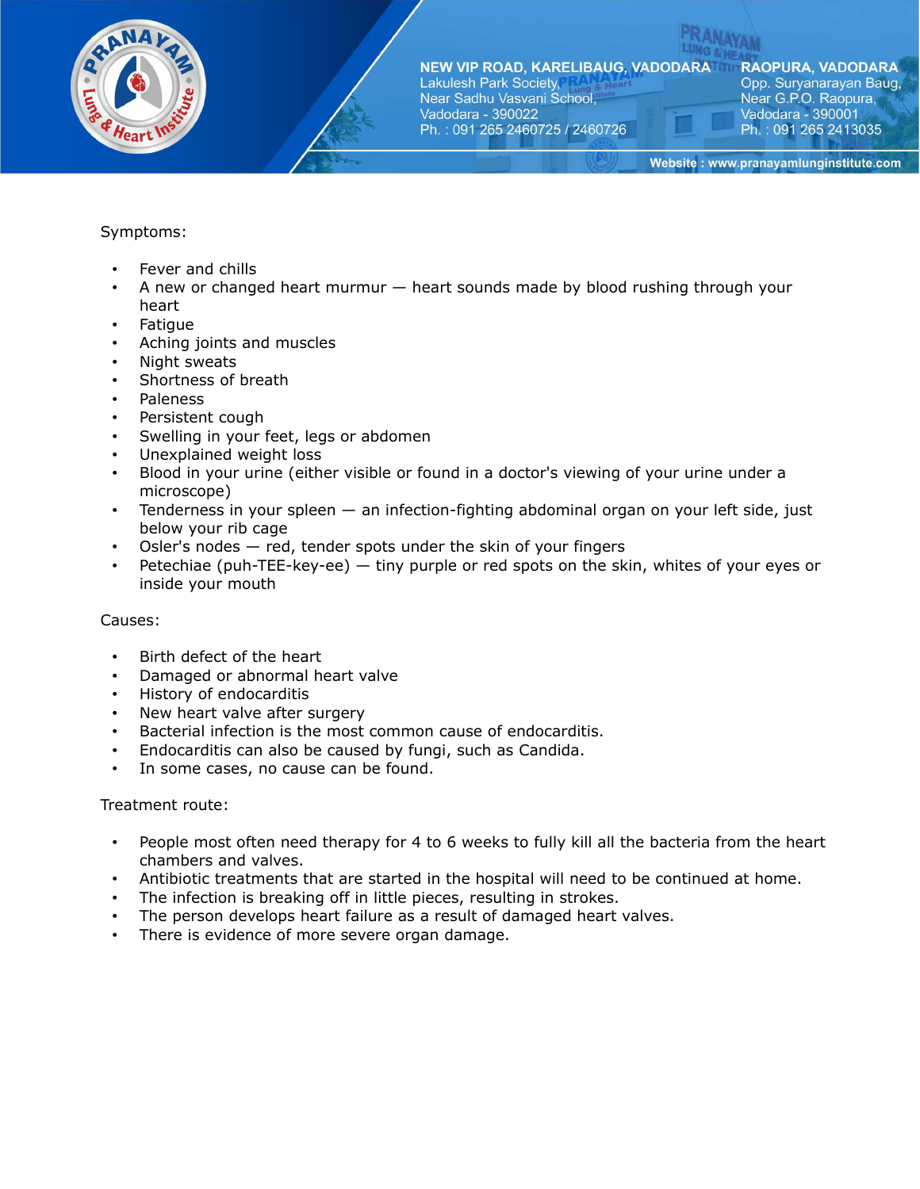Symptoms:

- Fever and chills
- A new or changed heart murmur — heart sounds made by blood rushing through your heart
- Fatigue
- Aching joints and muscles
- Night sweats
- Shortness of breath
- Paleness
- Persistent cough
- Swelling in your feet, legs or abdomen
- Unexplained weight loss
- Blood in your urine (either visible or found in a doctor's viewing of your urine under a microscope)
- Tenderness in your spleen — an infection-fighting abdominal organ on your left side, just below your rib cage
- Osler's nodes — red, tender spots under the skin of your fingers
- Petechiae (puh-TEE-key-ee) — tiny purple or red spots on the skin, whites of your eyes or inside your mouth

Causes:

- Birth defect of the heart
- Damaged or abnormal heart valve
- History of endocarditis
- New heart valve after surgery
- Bacterial infection is the most common cause of endocarditis.
- Endocarditis can also be caused by fungi, such as Candida.
- In some cases, no cause can be found.

Treatment route:

- People most often need therapy for 4 to 6 weeks to fully kill all the bacteria from the heart chambers and valves.
- Antibiotic treatments that are started in the hospital will need to be continued at home.
- The infection is breaking off in little pieces, resulting in strokes.
- The person develops heart failure as a result of damaged heart valves.
- There is evidence of more severe organ damage.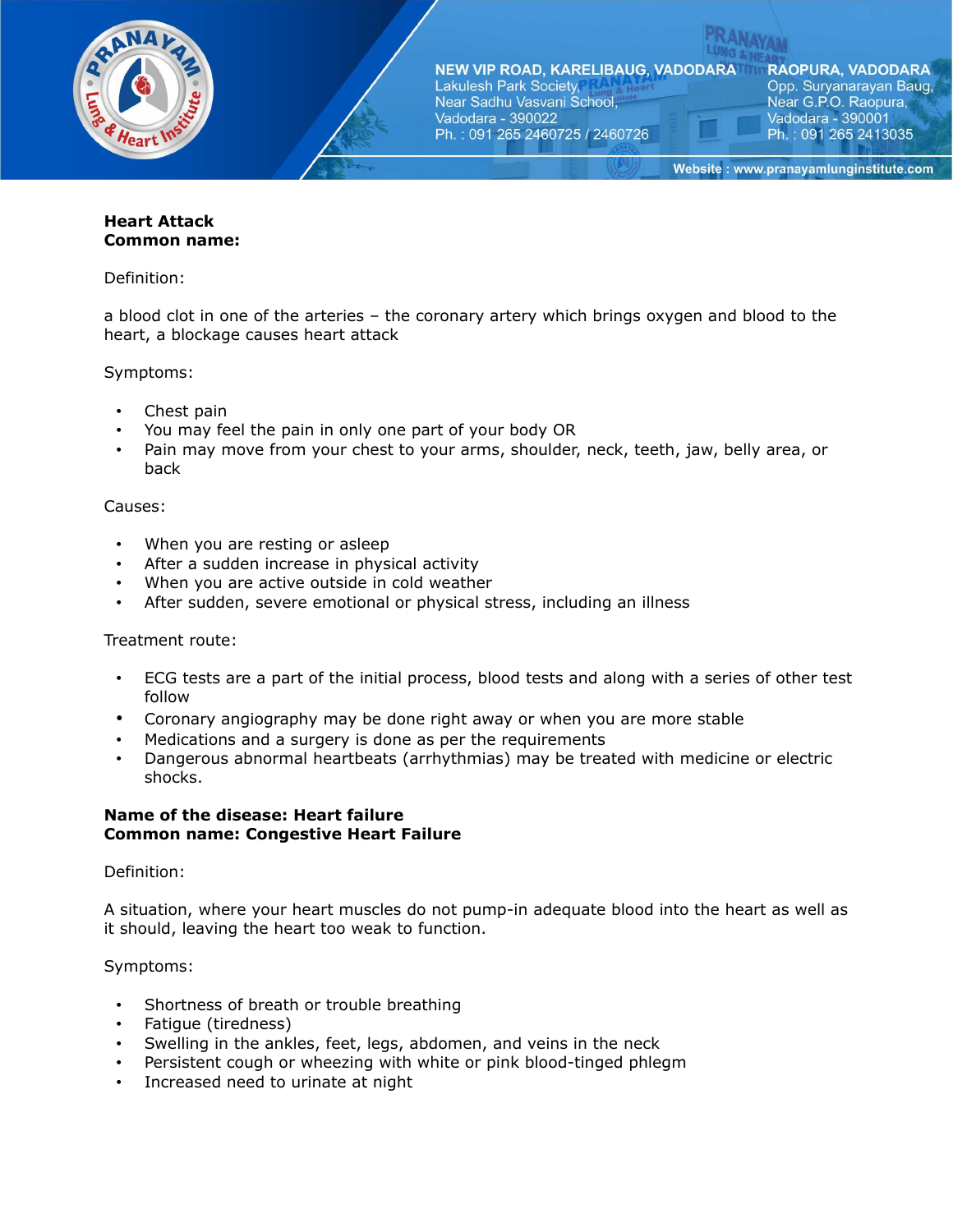**Heart Attack**
**Common name:**

Definition:

a blood clot in one of the arteries – the coronary artery which brings oxygen and blood to the heart, a blockage causes heart attack

Symptoms:

- Chest pain
- You may feel the pain in only one part of your body OR
- Pain may move from your chest to your arms, shoulder, neck, teeth, jaw, belly area, or back

Causes:

- When you are resting or asleep
- After a sudden increase in physical activity
- When you are active outside in cold weather
- After sudden, severe emotional or physical stress, including an illness

Treatment route:

- ECG tests are a part of the initial process, blood tests and along with a series of other test follow
- Coronary angiography may be done right away or when you are more stable
- Medications and a surgery is done as per the requirements
- Dangerous abnormal heartbeats (arrhythmias) may be treated with medicine or electric shocks.

**Name of the disease: Heart failure**
**Common name: Congestive Heart Failure**

Definition:

A situation, where your heart muscles do not pump-in adequate blood into the heart as well as it should, leaving the heart too weak to function.

Symptoms:

- Shortness of breath or trouble breathing
- Fatigue (tiredness)
- Swelling in the ankles, feet, legs, abdomen, and veins in the neck
- Persistent cough or wheezing with white or pink blood-tinged phlegm
- Increased need to urinate at night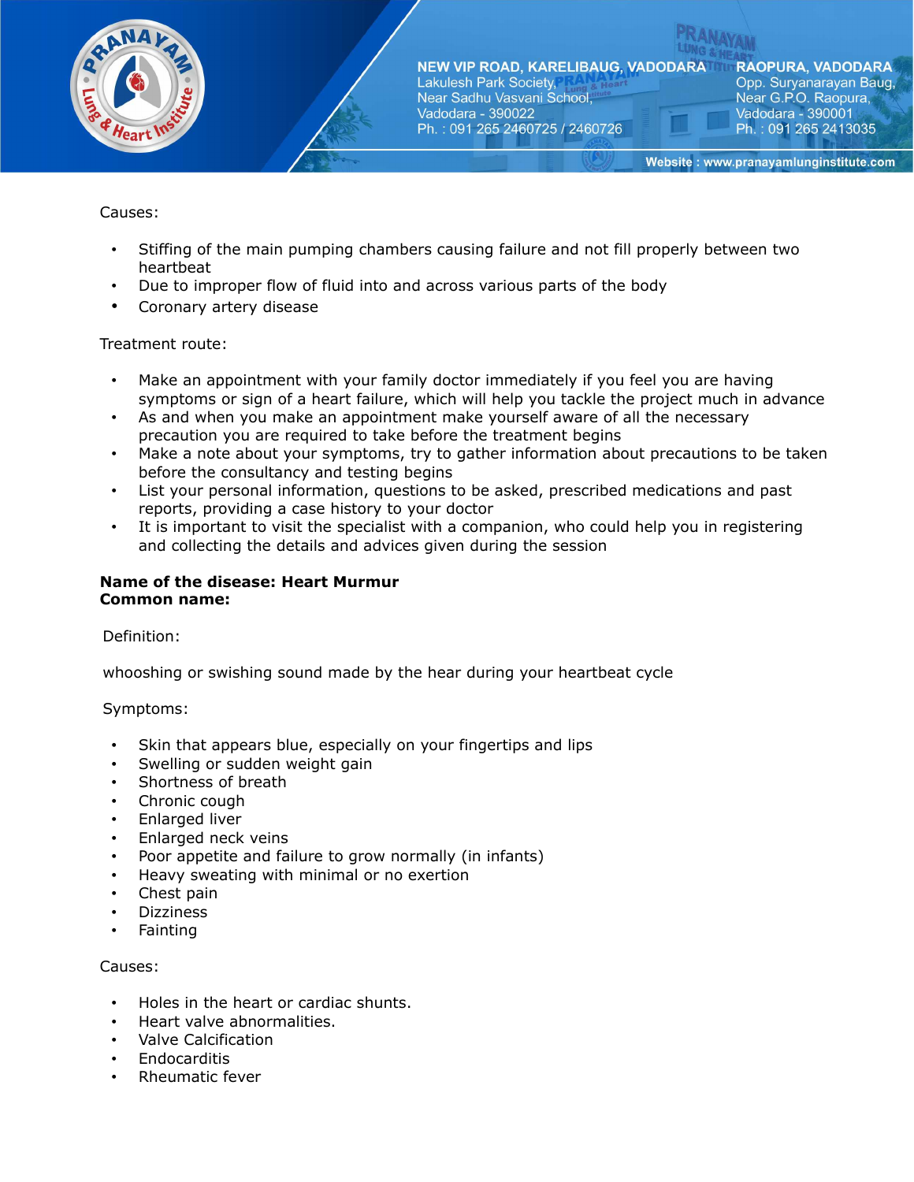Causes:

- Stiffing of the main pumping chambers causing failure and not fill properly between two heartbeat
- Due to improper flow of fluid into and across various parts of the body
- Coronary artery disease

Treatment route:

- Make an appointment with your family doctor immediately if you feel you are having symptoms or sign of a heart failure, which will help you tackle the project much in advance
- As and when you make an appointment make yourself aware of all the necessary precaution you are required to take before the treatment begins
- Make a note about your symptoms, try to gather information about precautions to be taken before the consultancy and testing begins
- List your personal information, questions to be asked, prescribed medications and past reports, providing a case history to your doctor
- It is important to visit the specialist with a companion, who could help you in registering and collecting the details and advices given during the session

**Name of the disease: Heart Murmur**
**Common name:**

Definition:

whooshing or swishing sound made by the hear during your heartbeat cycle

Symptoms:

- Skin that appears blue, especially on your fingertips and lips
- Swelling or sudden weight gain
- Shortness of breath
- Chronic cough
- Enlarged liver
- Enlarged neck veins
- Poor appetite and failure to grow normally (in infants)
- Heavy sweating with minimal or no exertion
- Chest pain
- Dizziness
- Fainting

Causes:

- Holes in the heart or cardiac shunts.
- Heart valve abnormalities.
- Valve Calcification
- Endocarditis
- Rheumatic fever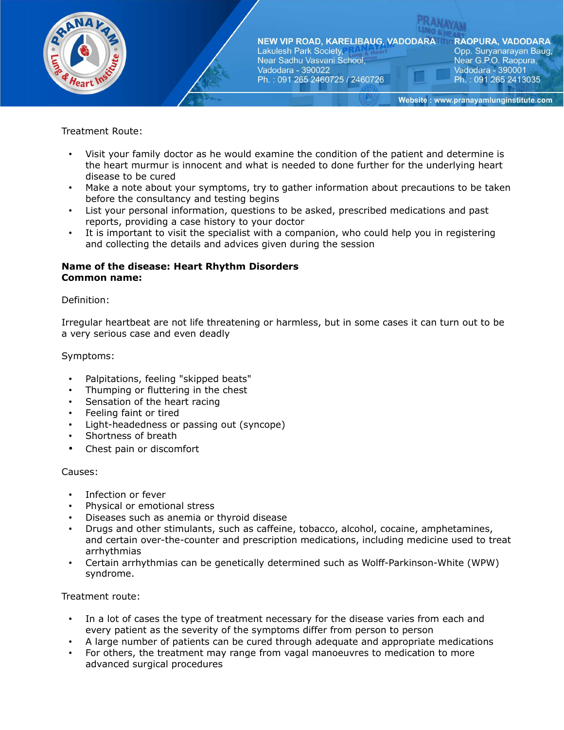Treatment Route:

- Visit your family doctor as he would examine the condition of the patient and determine is the heart murmur is innocent and what is needed to done further for the underlying heart disease to be cured
- Make a note about your symptoms, try to gather information about precautions to be taken before the consultancy and testing begins
- List your personal information, questions to be asked, prescribed medications and past reports, providing a case history to your doctor
- It is important to visit the specialist with a companion, who could help you in registering and collecting the details and advices given during the session

**Name of the disease: Heart Rhythm Disorders**
**Common name:**

Definition:

Irregular heartbeat are not life threatening or harmless, but in some cases it can turn out to be a very serious case and even deadly

Symptoms:

- Palpitations, feeling "skipped beats"
- Thumping or fluttering in the chest
- Sensation of the heart racing
- Feeling faint or tired
- Light-headedness or passing out (syncope)
- Shortness of breath
- Chest pain or discomfort

Causes:

- Infection or fever
- Physical or emotional stress
- Diseases such as anemia or thyroid disease
- Drugs and other stimulants, such as caffeine, tobacco, alcohol, cocaine, amphetamines, and certain over-the-counter and prescription medications, including medicine used to treat arrhythmias
- Certain arrhythmias can be genetically determined such as Wolff-Parkinson-White (WPW) syndrome.

Treatment route:

- In a lot of cases the type of treatment necessary for the disease varies from each and every patient as the severity of the symptoms differ from person to person
- A large number of patients can be cured through adequate and appropriate medications
- For others, the treatment may range from vagal manoeuvres to medication to more advanced surgical procedures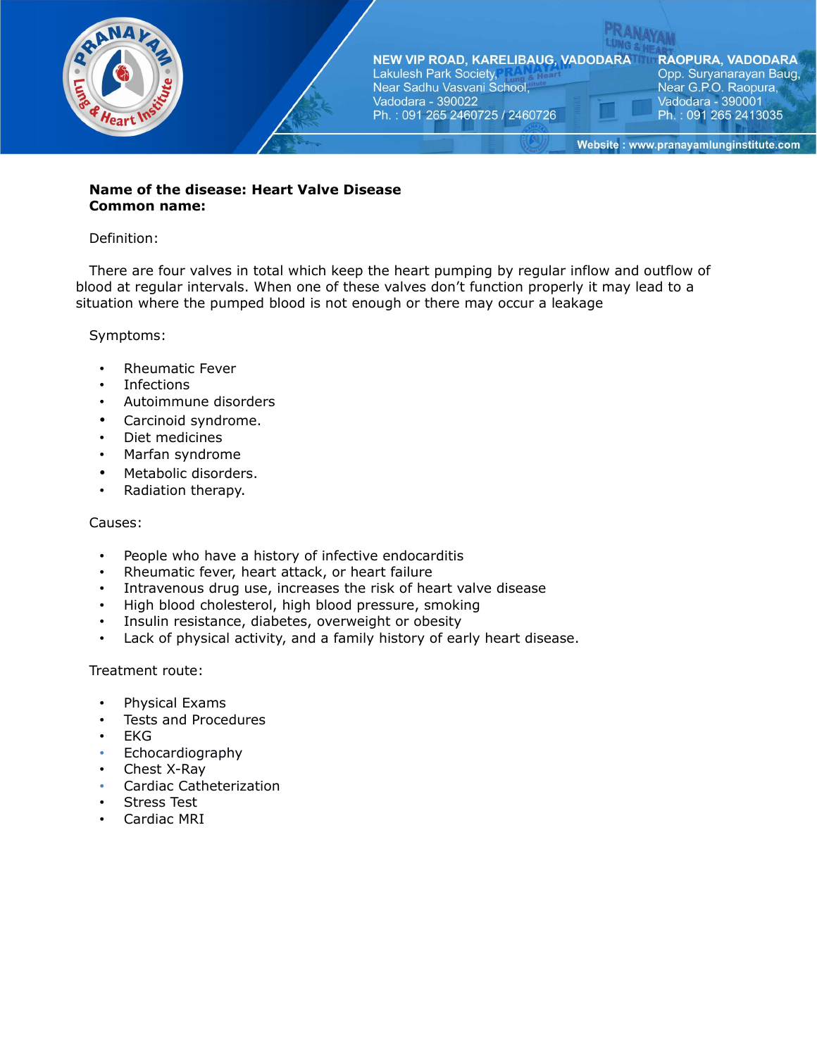**Name of the disease: Heart Valve Disease**
**Common name:**

Definition:

There are four valves in total which keep the heart pumping by regular inflow and outflow of blood at regular intervals. When one of these valves don't function properly it may lead to a situation where the pumped blood is not enough or there may occur a leakage

Symptoms:

- Rheumatic Fever
- Infections
- Autoimmune disorders
- Carcinoid syndrome.
- Diet medicines
- Marfan syndrome
- Metabolic disorders.
- Radiation therapy.

Causes:

- People who have a history of infective endocarditis
- Rheumatic fever, heart attack, or heart failure
- Intravenous drug use, increases the risk of heart valve disease
- High blood cholesterol, high blood pressure, smoking
- Insulin resistance, diabetes, overweight or obesity
- Lack of physical activity, and a family history of early heart disease.

Treatment route:

- Physical Exams
- Tests and Procedures
- EKG
- Echocardiography
- Chest X-Ray
- Cardiac Catheterization
- Stress Test
- Cardiac MRI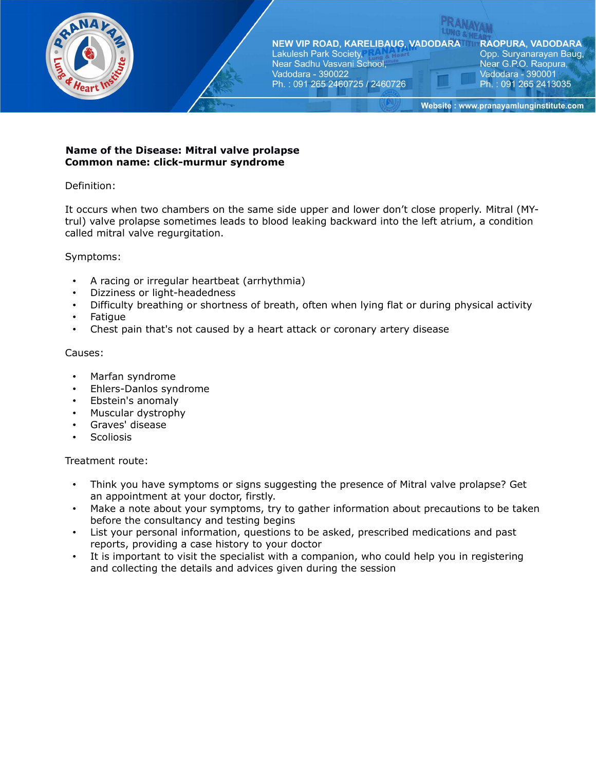**Name of the Disease: Mitral valve prolapse**
**Common name: click-murmur syndrome**

Definition:

It occurs when two chambers on the same side upper and lower don't close properly. Mitral (MY-trul) valve prolapse sometimes leads to blood leaking backward into the left atrium, a condition called mitral valve regurgitation.

Symptoms:

- A racing or irregular heartbeat (arrhythmia)
- Dizziness or light-headedness
- Difficulty breathing or shortness of breath, often when lying flat or during physical activity
- Fatigue
- Chest pain that's not caused by a heart attack or coronary artery disease

Causes:

- Marfan syndrome
- Ehlers-Danlos syndrome
- Ebstein's anomaly
- Muscular dystrophy
- Graves' disease
- Scoliosis

Treatment route:

- Think you have symptoms or signs suggesting the presence of Mitral valve prolapse? Get an appointment at your doctor, firstly.
- Make a note about your symptoms, try to gather information about precautions to be taken before the consultancy and testing begins
- List your personal information, questions to be asked, prescribed medications and past reports, providing a case history to your doctor
- It is important to visit the specialist with a companion, who could help you in registering and collecting the details and advices given during the session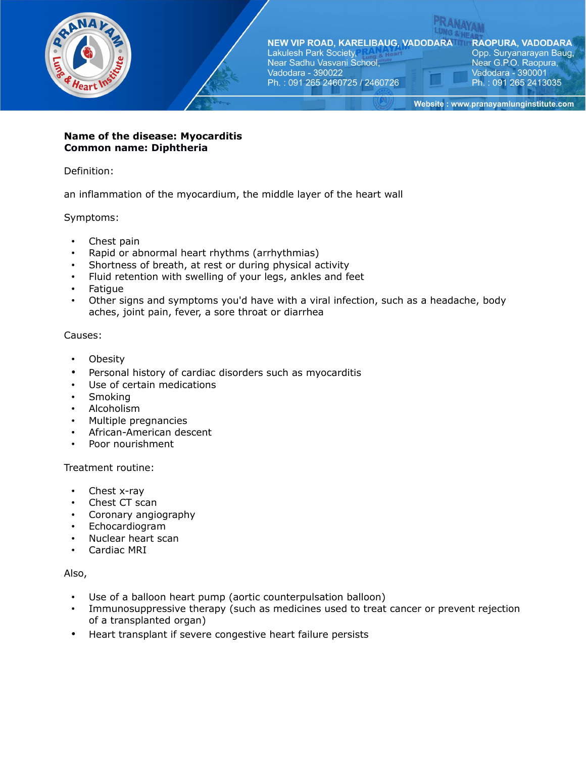**Name of the disease: Myocarditis**
**Common name: Diphtheria**

Definition:

an inflammation of the myocardium, the middle layer of the heart wall

Symptoms:

- Chest pain
- Rapid or abnormal heart rhythms (arrhythmias)
- Shortness of breath, at rest or during physical activity
- Fluid retention with swelling of your legs, ankles and feet
- Fatigue
- Other signs and symptoms you'd have with a viral infection, such as a headache, body aches, joint pain, fever, a sore throat or diarrhea

Causes:

- Obesity
- Personal history of cardiac disorders such as myocarditis
- Use of certain medications
- Smoking
- Alcoholism
- Multiple pregnancies
- African-American descent
- Poor nourishment

Treatment routine:

- Chest x-ray
- Chest CT scan
- Coronary angiography
- Echocardiogram
- Nuclear heart scan
- Cardiac MRI

Also,

- Use of a balloon heart pump (aortic counterpulsation balloon)
- Immunosuppressive therapy (such as medicines used to treat cancer or prevent rejection of a transplanted organ)
- Heart transplant if severe congestive heart failure persists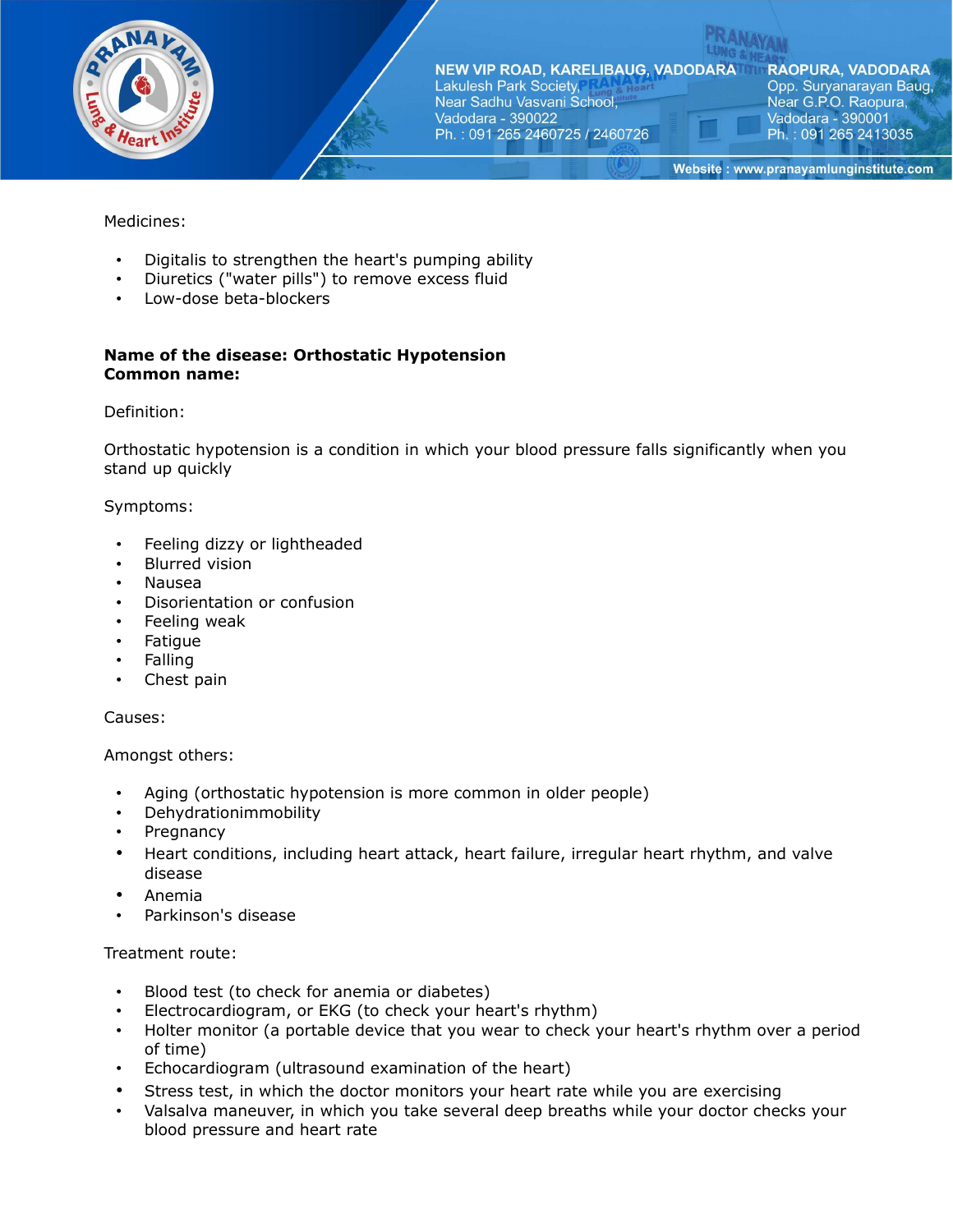Medicines:

- Digitalis to strengthen the heart's pumping ability
- Diuretics ("water pills") to remove excess fluid
- Low-dose beta-blockers

**Name of the disease: Orthostatic Hypotension**
**Common name:**

Definition:

Orthostatic hypotension is a condition in which your blood pressure falls significantly when you stand up quickly

Symptoms:

- Feeling dizzy or lightheaded
- Blurred vision
- Nausea
- Disorientation or confusion
- Feeling weak
- Fatigue
- Falling
- Chest pain

Causes:

Amongst others:

- Aging (orthostatic hypotension is more common in older people)
- Dehydrationimmobility
- Pregnancy
- Heart conditions, including heart attack, heart failure, irregular heart rhythm, and valve disease
- Anemia
- Parkinson's disease

Treatment route:

- Blood test (to check for anemia or diabetes)
- Electrocardiogram, or EKG (to check your heart's rhythm)
- Holter monitor (a portable device that you wear to check your heart's rhythm over a period of time)
- Echocardiogram (ultrasound examination of the heart)
- Stress test, in which the doctor monitors your heart rate while you are exercising
- Valsalva maneuver, in which you take several deep breaths while your doctor checks your blood pressure and heart rate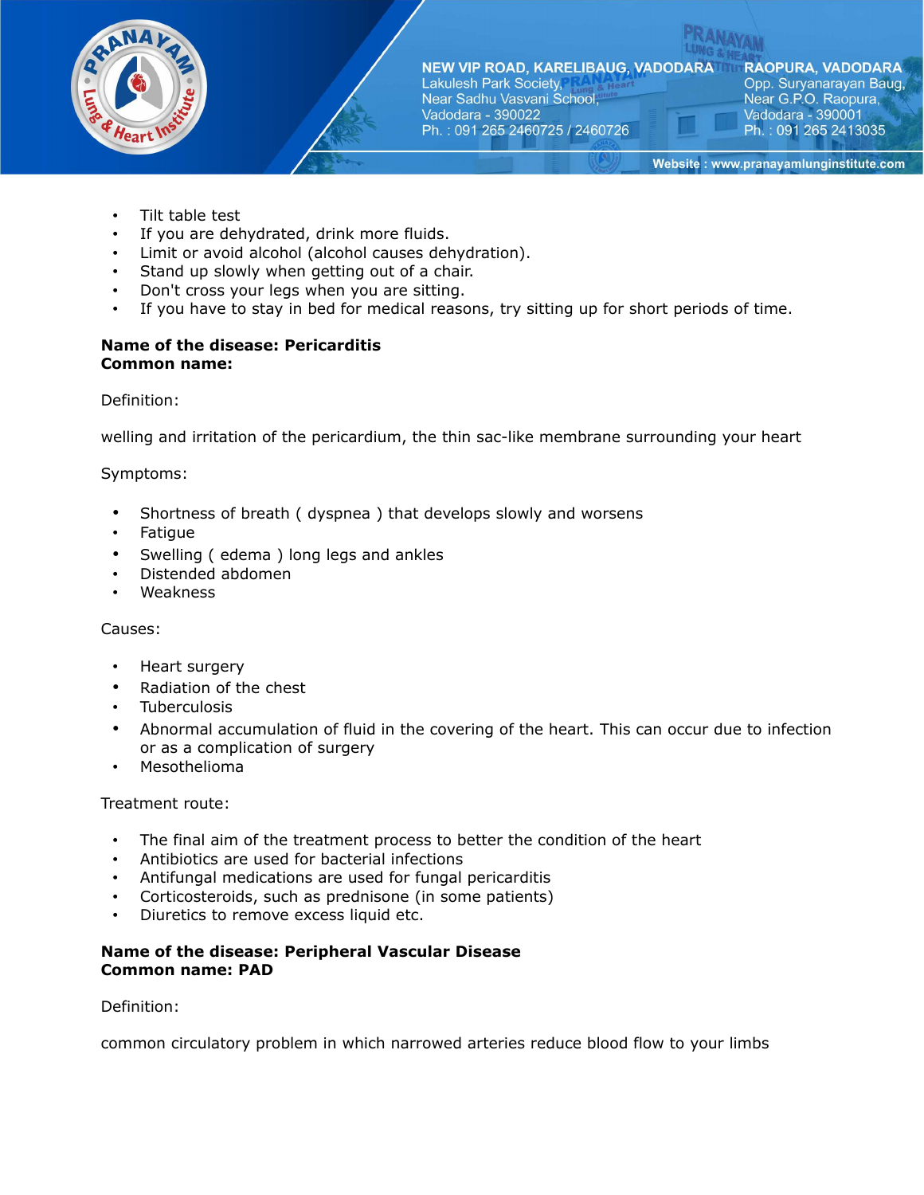- Tilt table test
- If you are dehydrated, drink more fluids.
- Limit or avoid alcohol (alcohol causes dehydration).
- Stand up slowly when getting out of a chair.
- Don't cross your legs when you are sitting.
- If you have to stay in bed for medical reasons, try sitting up for short periods of time.

**Name of the disease: Pericarditis**
**Common name:**

Definition:

welling and irritation of the pericardium, the thin sac-like membrane surrounding your heart

Symptoms:

- Shortness of breath ( dyspnea ) that develops slowly and worsens
- Fatigue
- Swelling ( edema ) long legs and ankles
- Distended abdomen
- Weakness

Causes:

- Heart surgery
- Radiation of the chest
- Tuberculosis
- Abnormal accumulation of fluid in the covering of the heart. This can occur due to infection or as a complication of surgery
- Mesothelioma

Treatment route:

- The final aim of the treatment process to better the condition of the heart
- Antibiotics are used for bacterial infections
- Antifungal medications are used for fungal pericarditis
- Corticosteroids, such as prednisone (in some patients)
- Diuretics to remove excess liquid etc.

**Name of the disease: Peripheral Vascular Disease**
**Common name: PAD**

Definition:

common circulatory problem in which narrowed arteries reduce blood flow to your limbs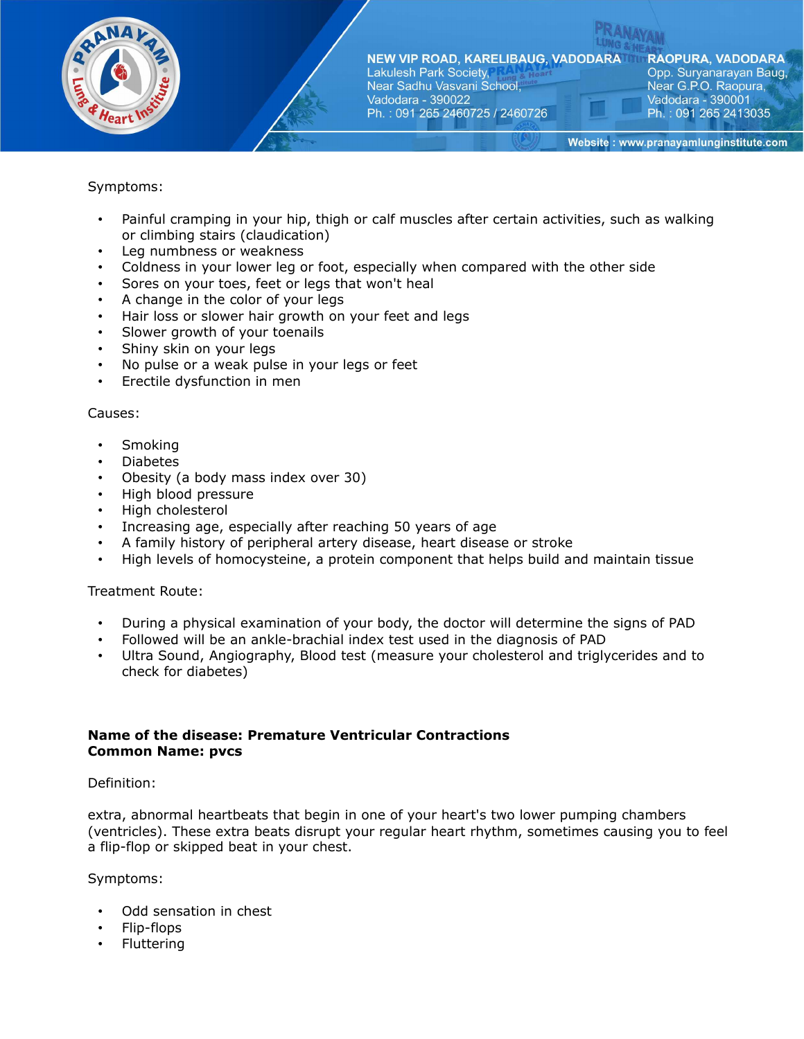Symptoms:

- Painful cramping in your hip, thigh or calf muscles after certain activities, such as walking or climbing stairs (claudication)
- Leg numbness or weakness
- Coldness in your lower leg or foot, especially when compared with the other side
- Sores on your toes, feet or legs that won't heal
- A change in the color of your legs
- Hair loss or slower hair growth on your feet and legs
- Slower growth of your toenails
- Shiny skin on your legs
- No pulse or a weak pulse in your legs or feet
- Erectile dysfunction in men

Causes:

- Smoking
- Diabetes
- Obesity (a body mass index over 30)
- High blood pressure
- High cholesterol
- Increasing age, especially after reaching 50 years of age
- A family history of peripheral artery disease, heart disease or stroke
- High levels of homocysteine, a protein component that helps build and maintain tissue

Treatment Route:

- During a physical examination of your body, the doctor will determine the signs of PAD
- Followed will be an ankle-brachial index test used in the diagnosis of PAD
- Ultra Sound, Angiography, Blood test (measure your cholesterol and triglycerides and to check for diabetes)

**Name of the disease: Premature Ventricular Contractions**
**Common Name: pvcs**

Definition:

extra, abnormal heartbeats that begin in one of your heart's two lower pumping chambers (ventricles). These extra beats disrupt your regular heart rhythm, sometimes causing you to feel a flip-flop or skipped beat in your chest.

Symptoms:

- Odd sensation in chest
- Flip-flops
- Fluttering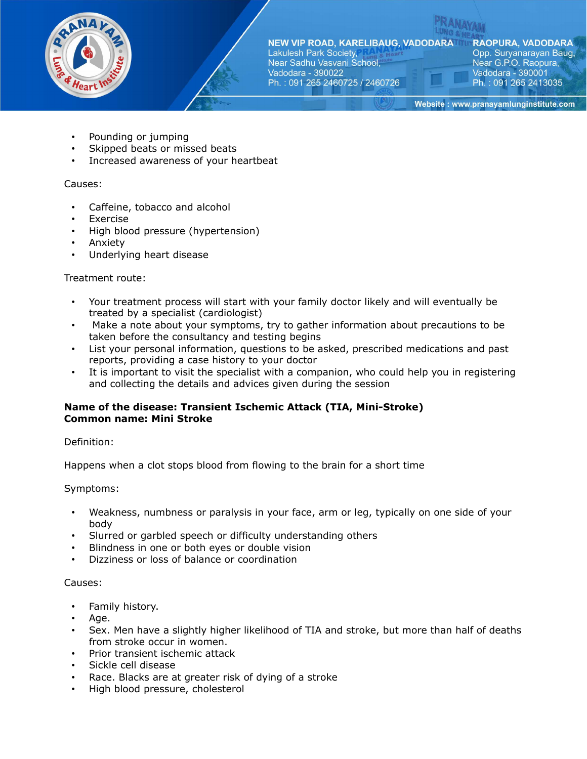- Pounding or jumping
- Skipped beats or missed beats
- Increased awareness of your heartbeat

Causes:

- Caffeine, tobacco and alcohol
- Exercise
- High blood pressure (hypertension)
- Anxiety
- Underlying heart disease

Treatment route:

- Your treatment process will start with your family doctor likely and will eventually be treated by a specialist (cardiologist)
- Make a note about your symptoms, try to gather information about precautions to be taken before the consultancy and testing begins
- List your personal information, questions to be asked, prescribed medications and past reports, providing a case history to your doctor
- It is important to visit the specialist with a companion, who could help you in registering and collecting the details and advices given during the session

**Name of the disease: Transient Ischemic Attack (TIA, Mini-Stroke)**
**Common name: Mini Stroke**

Definition:

Happens when a clot stops blood from flowing to the brain for a short time

Symptoms:

- Weakness, numbness or paralysis in your face, arm or leg, typically on one side of your body
- Slurred or garbled speech or difficulty understanding others
- Blindness in one or both eyes or double vision
- Dizziness or loss of balance or coordination

Causes:

- Family history.
- Age.
- Sex. Men have a slightly higher likelihood of TIA and stroke, but more than half of deaths from stroke occur in women.
- Prior transient ischemic attack
- Sickle cell disease
- Race. Blacks are at greater risk of dying of a stroke
- High blood pressure, cholesterol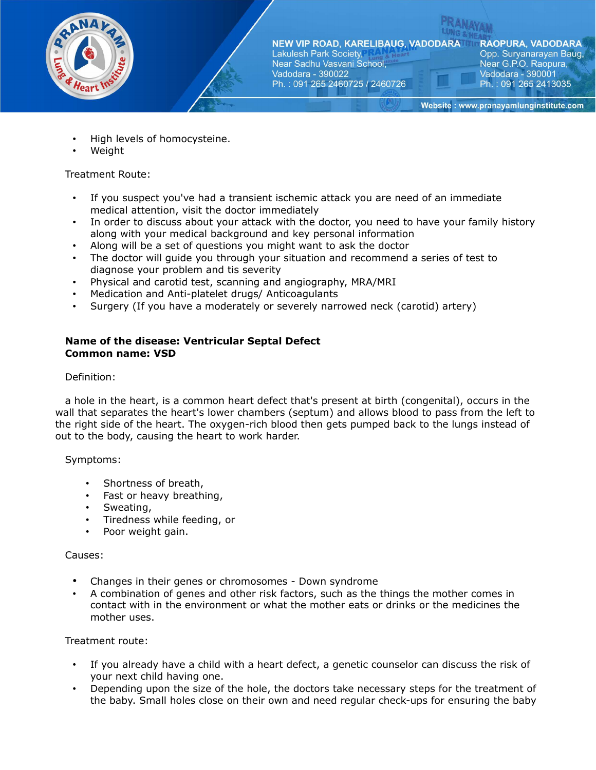- High levels of homocysteine.
- Weight

Treatment Route:

- If you suspect you've had a transient ischemic attack you are need of an immediate medical attention, visit the doctor immediately
- In order to discuss about your attack with the doctor, you need to have your family history along with your medical background and key personal information
- Along will be a set of questions you might want to ask the doctor
- The doctor will guide you through your situation and recommend a series of test to diagnose your problem and tis severity
- Physical and carotid test, scanning and angiography, MRA/MRI
- Medication and Anti-platelet drugs/ Anticoagulants
- Surgery (If you have a moderately or severely narrowed neck (carotid) artery)

**Name of the disease: Ventricular Septal Defect**
**Common name: VSD**

Definition:

a hole in the heart, is a common heart defect that's present at birth (congenital), occurs in the wall that separates the heart's lower chambers (septum) and allows blood to pass from the left to the right side of the heart. The oxygen-rich blood then gets pumped back to the lungs instead of out to the body, causing the heart to work harder.

Symptoms:

- Shortness of breath,
- Fast or heavy breathing,
- Sweating,
- Tiredness while feeding, or
- Poor weight gain.

Causes:

- Changes in their genes or chromosomes - Down syndrome
- A combination of genes and other risk factors, such as the things the mother comes in contact with in the environment or what the mother eats or drinks or the medicines the mother uses.

Treatment route:

- If you already have a child with a heart defect, a genetic counselor can discuss the risk of your next child having one.
- Depending upon the size of the hole, the doctors take necessary steps for the treatment of the baby. Small holes close on their own and need regular check-ups for ensuring the baby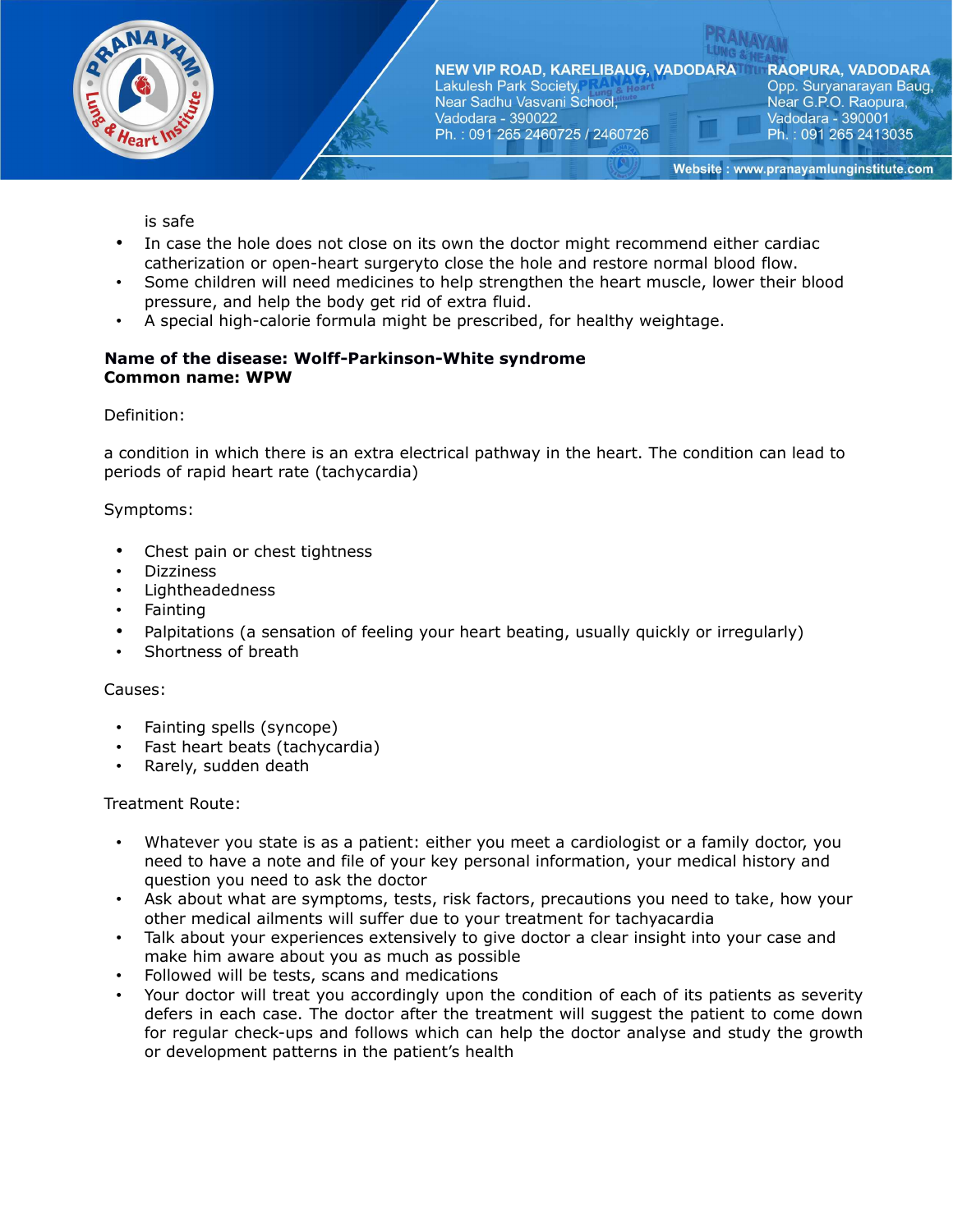is safe

- In case the hole does not close on its own the doctor might recommend either cardiac catherization or open-heart surgeryto close the hole and restore normal blood flow.
- Some children will need medicines to help strengthen the heart muscle, lower their blood pressure, and help the body get rid of extra fluid.
- A special high-calorie formula might be prescribed, for healthy weightage.

**Name of the disease: Wolff-Parkinson-White syndrome**
**Common name: WPW**

Definition:

a condition in which there is an extra electrical pathway in the heart. The condition can lead to periods of rapid heart rate (tachycardia)

Symptoms:

- Chest pain or chest tightness
- Dizziness
- Lightheadedness
- Fainting
- Palpitations (a sensation of feeling your heart beating, usually quickly or irregularly)
- Shortness of breath

Causes:

- Fainting spells (syncope)
- Fast heart beats (tachycardia)
- Rarely, sudden death

Treatment Route:

- Whatever you state is as a patient: either you meet a cardiologist or a family doctor, you need to have a note and file of your key personal information, your medical history and question you need to ask the doctor
- Ask about what are symptoms, tests, risk factors, precautions you need to take, how your other medical ailments will suffer due to your treatment for tachyacardia
- Talk about your experiences extensively to give doctor a clear insight into your case and make him aware about you as much as possible
- Followed will be tests, scans and medications
- Your doctor will treat you accordingly upon the condition of each of its patients as severity defers in each case. The doctor after the treatment will suggest the patient to come down for regular check-ups and follows which can help the doctor analyse and study the growth or development patterns in the patient's health